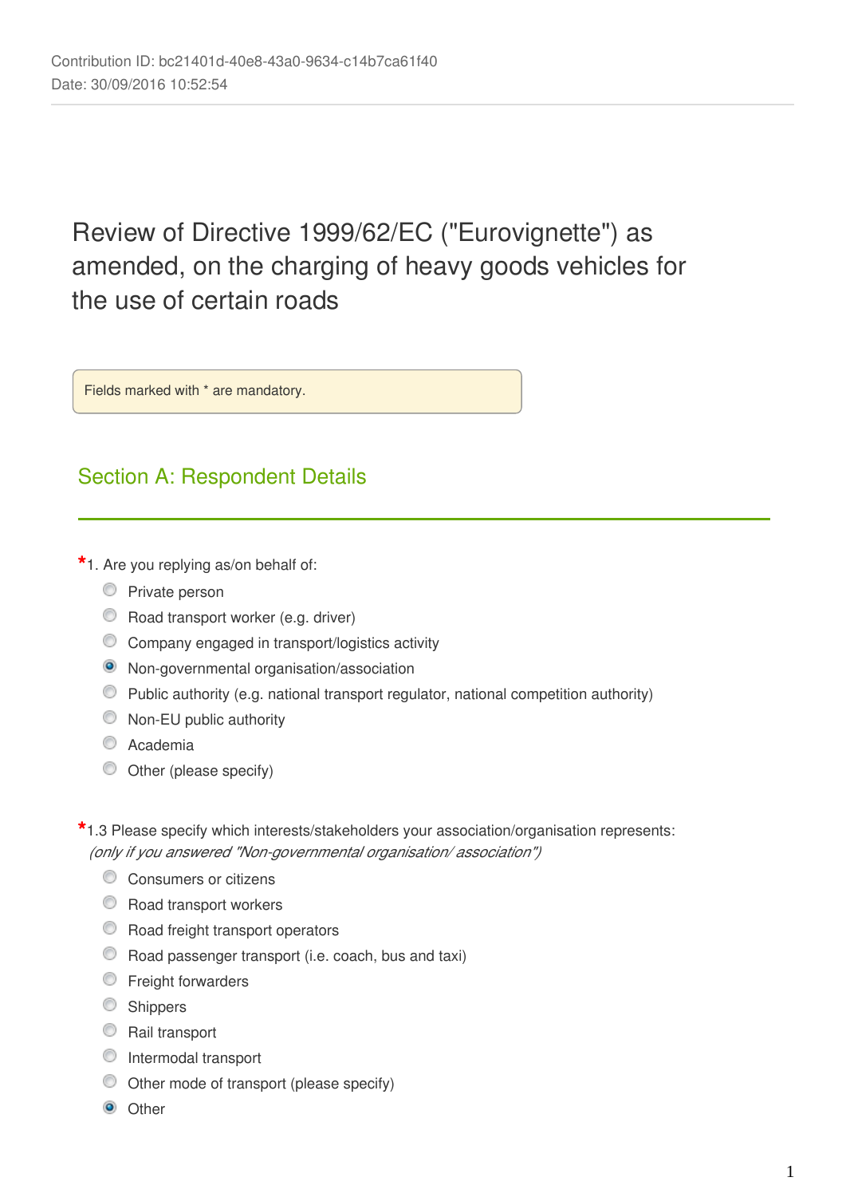Contribution ID: bc21401d-40e8-43a0-9634-c14b7ca61f40
Date: 30/09/2016 10:52:54

# Review of Directive 1999/62/EC ("Eurovignette") as amended, on the charging of heavy goods vehicles for the use of certain roads

Fields marked with * are mandatory.

## Section A: Respondent Details

*1. Are you replying as/on behalf of:

- ○ Private person
- ○ Road transport worker (e.g. driver)
- ○ Company engaged in transport/logistics activity
- ● Non-governmental organisation/association
- ○ Public authority (e.g. national transport regulator, national competition authority)
- ○ Non-EU public authority
- ○ Academia
- ○ Other (please specify)

*1.3 Please specify which interests/stakeholders your association/organisation represents:
*(only if you answered "Non-governmental organisation/ association")*

- ○ Consumers or citizens
- ○ Road transport workers
- ○ Road freight transport operators
- ○ Road passenger transport (i.e. coach, bus and taxi)
- ○ Freight forwarders
- ○ Shippers
- ○ Rail transport
- ○ Intermodal transport
- ○ Other mode of transport (please specify)
- ● Other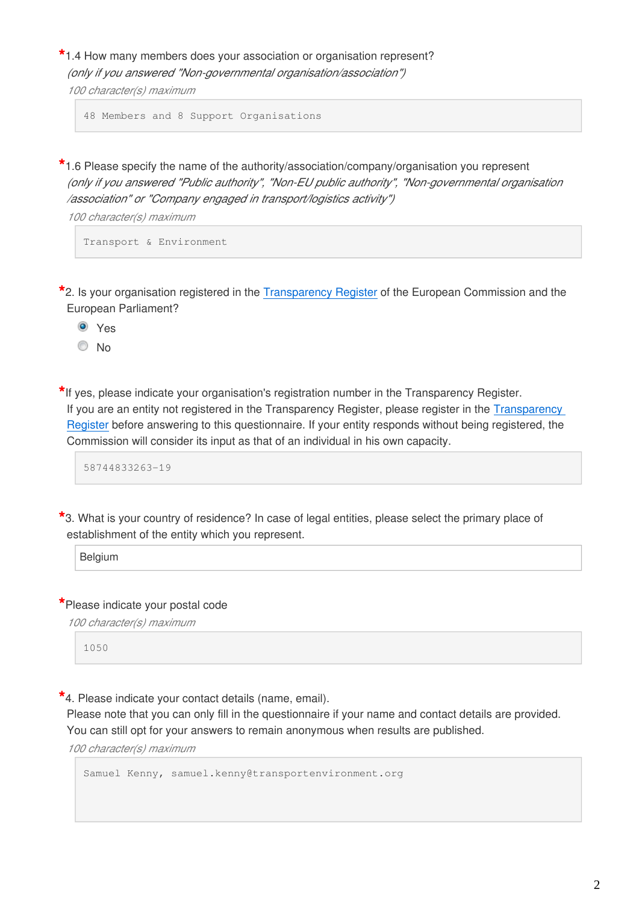*1.4 How many members does your association or organisation represent?
*(only if you answered "Non-governmental organisation/association")*
*100 character(s) maximum*

```
48 Members and 8 Support Organisations
```

*1.6 Please specify the name of the authority/association/company/organisation you represent
*(only if you answered "Public authority", "Non-EU public authority", "Non-governmental organisation /association" or "Company engaged in transport/logistics activity")*
*100 character(s) maximum*

```
Transport & Environment
```

*2. Is your organisation registered in the Transparency Register of the European Commission and the European Parliament?

- (●) Yes
- ( ) No

*If yes, please indicate your organisation's registration number in the Transparency Register.
If you are an entity not registered in the Transparency Register, please register in the Transparency Register before answering to this questionnaire. If your entity responds without being registered, the Commission will consider its input as that of an individual in his own capacity.

```
58744833263-19
```

*3. What is your country of residence? In case of legal entities, please select the primary place of establishment of the entity which you represent.

Belgium

*Please indicate your postal code
*100 character(s) maximum*

```
1050
```

*4. Please indicate your contact details (name, email).
Please note that you can only fill in the questionnaire if your name and contact details are provided. You can still opt for your answers to remain anonymous when results are published.
*100 character(s) maximum*

```
Samuel Kenny, samuel.kenny@transportenvironment.org
```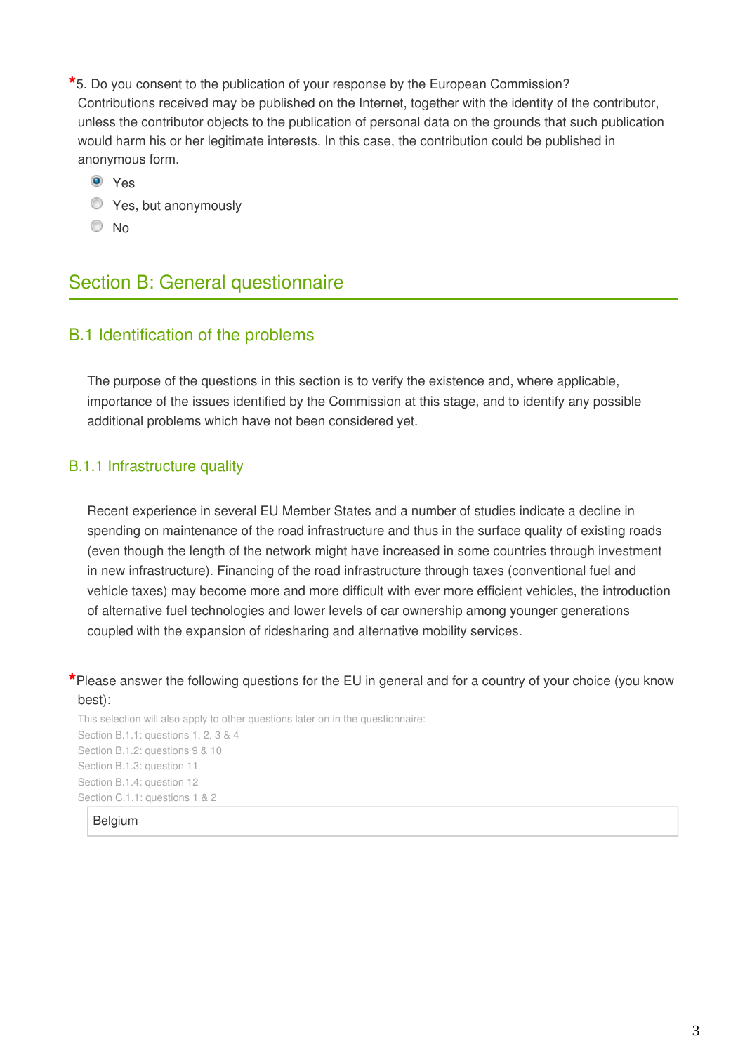*5. Do you consent to the publication of your response by the European Commission?
Contributions received may be published on the Internet, together with the identity of the contributor, unless the contributor objects to the publication of personal data on the grounds that such publication would harm his or her legitimate interests. In this case, the contribution could be published in anonymous form.

- (x) Yes
- ( ) Yes, but anonymously
- ( ) No

## Section B: General questionnaire

### B.1 Identification of the problems

The purpose of the questions in this section is to verify the existence and, where applicable, importance of the issues identified by the Commission at this stage, and to identify any possible additional problems which have not been considered yet.

#### B.1.1 Infrastructure quality

Recent experience in several EU Member States and a number of studies indicate a decline in spending on maintenance of the road infrastructure and thus in the surface quality of existing roads (even though the length of the network might have increased in some countries through investment in new infrastructure). Financing of the road infrastructure through taxes (conventional fuel and vehicle taxes) may become more and more difficult with ever more efficient vehicles, the introduction of alternative fuel technologies and lower levels of car ownership among younger generations coupled with the expansion of ridesharing and alternative mobility services.

*Please answer the following questions for the EU in general and for a country of your choice (you know best):

This selection will also apply to other questions later on in the questionnaire:
Section B.1.1: questions 1, 2, 3 & 4
Section B.1.2: questions 9 & 10
Section B.1.3: question 11
Section B.1.4: question 12
Section C.1.1: questions 1 & 2

Belgium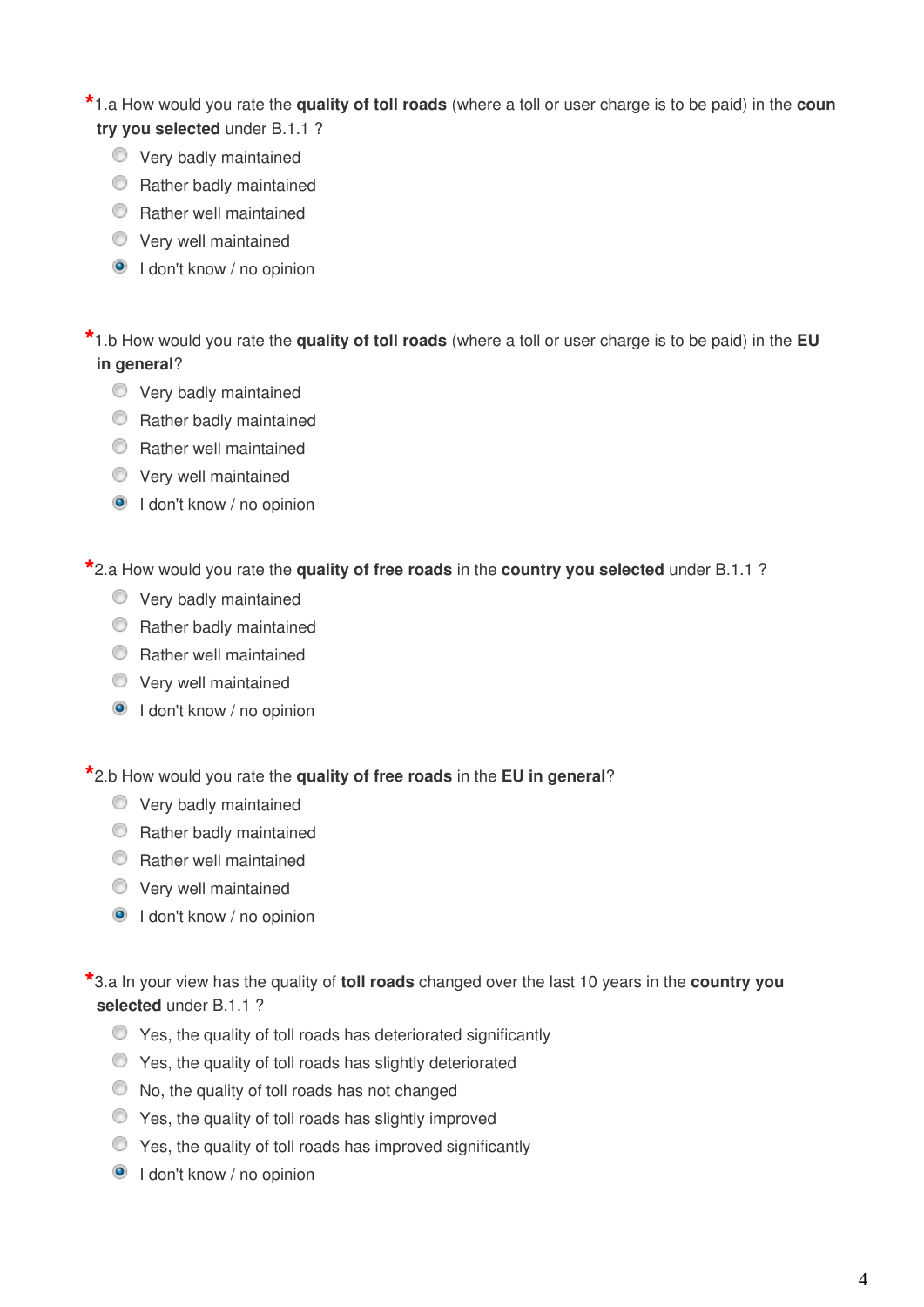*1.a How would you rate the **quality of toll roads** (where a toll or user charge is to be paid) in the **country you selected** under B.1.1 ?

- Very badly maintained
- Rather badly maintained
- Rather well maintained
- Very well maintained
- I don't know / no opinion (selected)

*1.b How would you rate the **quality of toll roads** (where a toll or user charge is to be paid) in the **EU in general**?

- Very badly maintained
- Rather badly maintained
- Rather well maintained
- Very well maintained
- I don't know / no opinion (selected)

*2.a How would you rate the **quality of free roads** in the **country you selected** under B.1.1 ?

- Very badly maintained
- Rather badly maintained
- Rather well maintained
- Very well maintained
- I don't know / no opinion (selected)

*2.b How would you rate the **quality of free roads** in the **EU in general**?

- Very badly maintained
- Rather badly maintained
- Rather well maintained
- Very well maintained
- I don't know / no opinion (selected)

*3.a In your view has the quality of **toll roads** changed over the last 10 years in the **country you selected** under B.1.1 ?

- Yes, the quality of toll roads has deteriorated significantly
- Yes, the quality of toll roads has slightly deteriorated
- No, the quality of toll roads has not changed
- Yes, the quality of toll roads has slightly improved
- Yes, the quality of toll roads has improved significantly
- I don't know / no opinion (selected)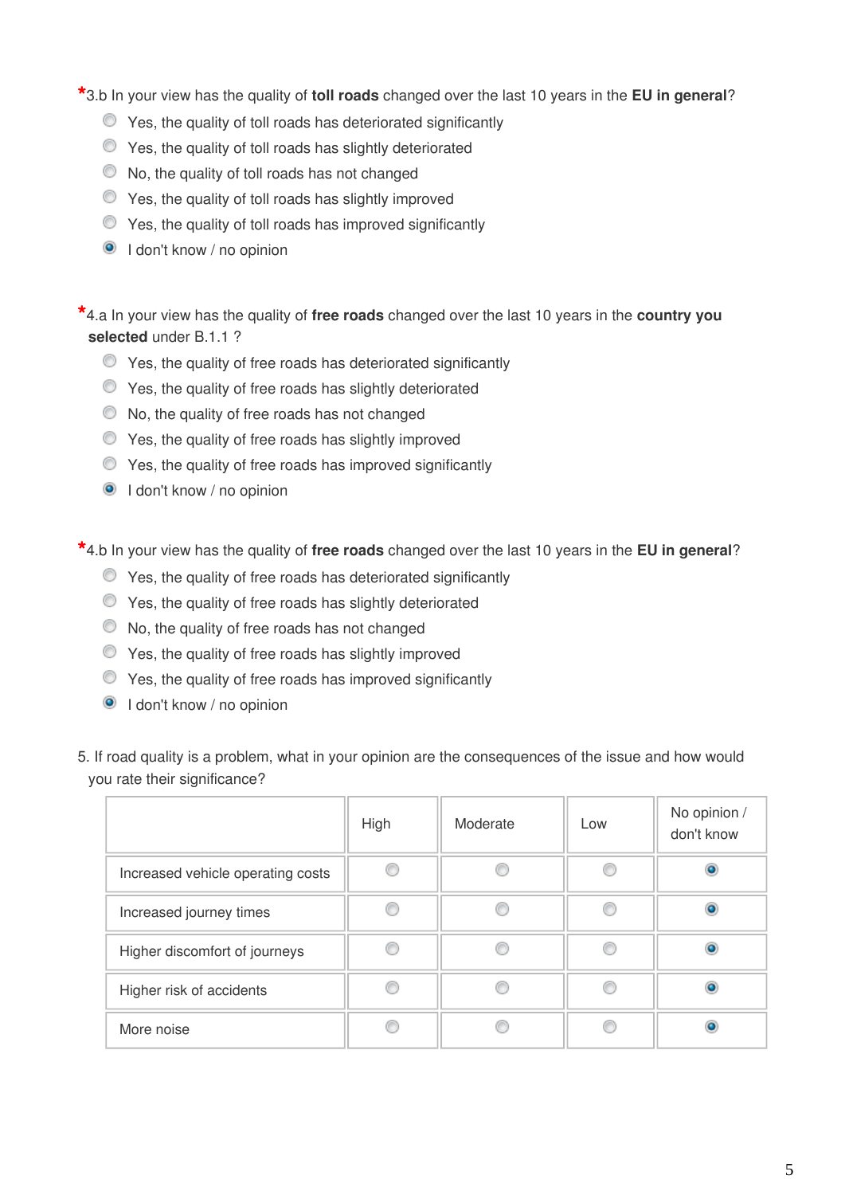*3.b In your view has the quality of **toll roads** changed over the last 10 years in the **EU in general**?

- ○ Yes, the quality of toll roads has deteriorated significantly
- ○ Yes, the quality of toll roads has slightly deteriorated
- ○ No, the quality of toll roads has not changed
- ○ Yes, the quality of toll roads has slightly improved
- ○ Yes, the quality of toll roads has improved significantly
- ● I don't know / no opinion

*4.a In your view has the quality of **free roads** changed over the last 10 years in the **country you selected** under B.1.1 ?

- ○ Yes, the quality of free roads has deteriorated significantly
- ○ Yes, the quality of free roads has slightly deteriorated
- ○ No, the quality of free roads has not changed
- ○ Yes, the quality of free roads has slightly improved
- ○ Yes, the quality of free roads has improved significantly
- ● I don't know / no opinion

*4.b In your view has the quality of **free roads** changed over the last 10 years in the **EU in general**?

- ○ Yes, the quality of free roads has deteriorated significantly
- ○ Yes, the quality of free roads has slightly deteriorated
- ○ No, the quality of free roads has not changed
- ○ Yes, the quality of free roads has slightly improved
- ○ Yes, the quality of free roads has improved significantly
- ● I don't know / no opinion

5. If road quality is a problem, what in your opinion are the consequences of the issue and how would you rate their significance?

| | High | Moderate | Low | No opinion / don't know |
|---|---|---|---|---|
| Increased vehicle operating costs | ○ | ○ | ○ | ● |
| Increased journey times | ○ | ○ | ○ | ● |
| Higher discomfort of journeys | ○ | ○ | ○ | ● |
| Higher risk of accidents | ○ | ○ | ○ | ● |
| More noise | ○ | ○ | ○ | ● |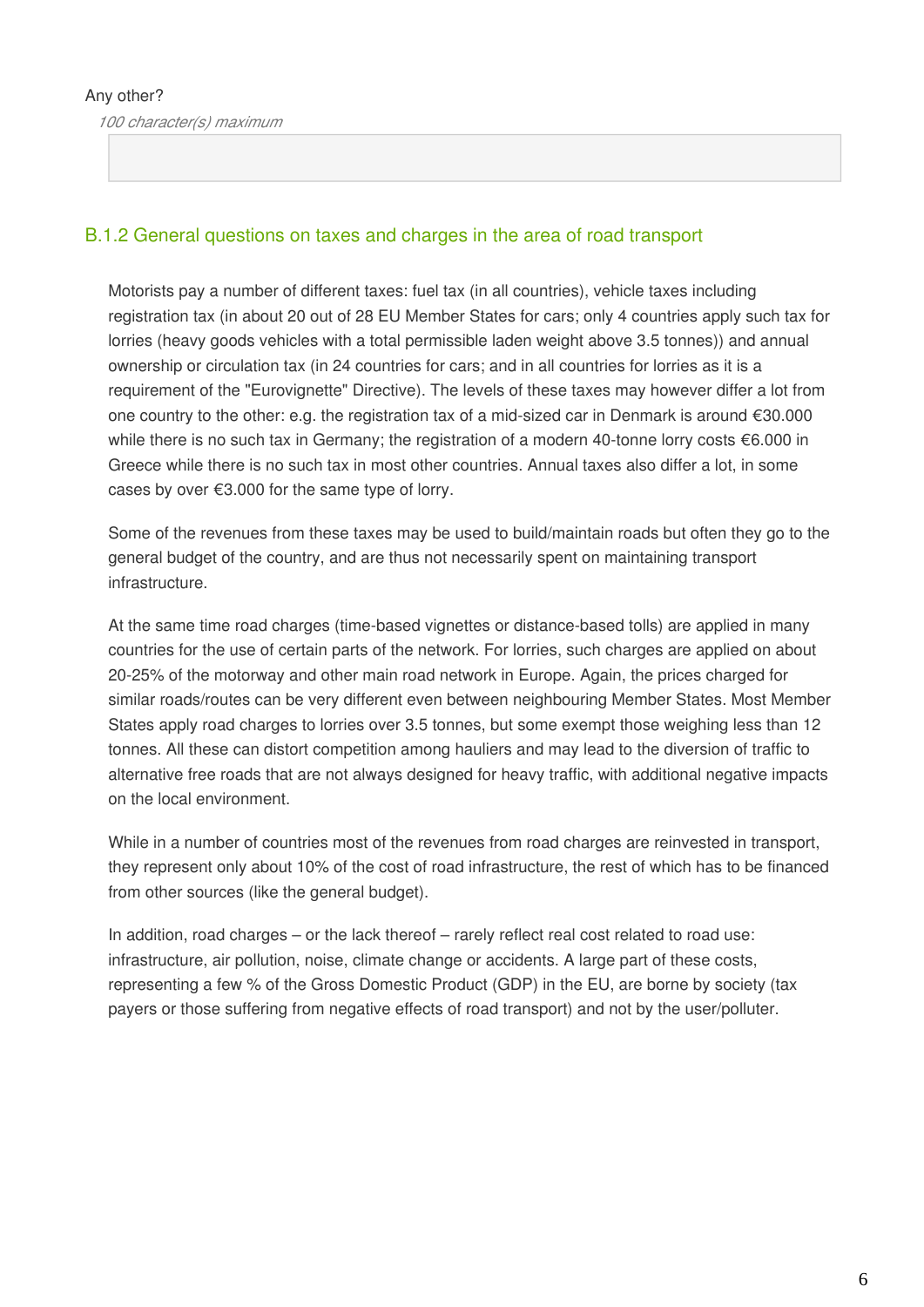Any other?

*100 character(s) maximum*

### B.1.2 General questions on taxes and charges in the area of road transport

Motorists pay a number of different taxes: fuel tax (in all countries), vehicle taxes including registration tax (in about 20 out of 28 EU Member States for cars; only 4 countries apply such tax for lorries (heavy goods vehicles with a total permissible laden weight above 3.5 tonnes)) and annual ownership or circulation tax (in 24 countries for cars; and in all countries for lorries as it is a requirement of the "Eurovignette" Directive). The levels of these taxes may however differ a lot from one country to the other: e.g. the registration tax of a mid-sized car in Denmark is around €30.000 while there is no such tax in Germany; the registration of a modern 40-tonne lorry costs €6.000 in Greece while there is no such tax in most other countries. Annual taxes also differ a lot, in some cases by over €3.000 for the same type of lorry.

Some of the revenues from these taxes may be used to build/maintain roads but often they go to the general budget of the country, and are thus not necessarily spent on maintaining transport infrastructure.

At the same time road charges (time-based vignettes or distance-based tolls) are applied in many countries for the use of certain parts of the network. For lorries, such charges are applied on about 20-25% of the motorway and other main road network in Europe. Again, the prices charged for similar roads/routes can be very different even between neighbouring Member States. Most Member States apply road charges to lorries over 3.5 tonnes, but some exempt those weighing less than 12 tonnes. All these can distort competition among hauliers and may lead to the diversion of traffic to alternative free roads that are not always designed for heavy traffic, with additional negative impacts on the local environment.

While in a number of countries most of the revenues from road charges are reinvested in transport, they represent only about 10% of the cost of road infrastructure, the rest of which has to be financed from other sources (like the general budget).

In addition, road charges – or the lack thereof – rarely reflect real cost related to road use: infrastructure, air pollution, noise, climate change or accidents. A large part of these costs, representing a few % of the Gross Domestic Product (GDP) in the EU, are borne by society (tax payers or those suffering from negative effects of road transport) and not by the user/polluter.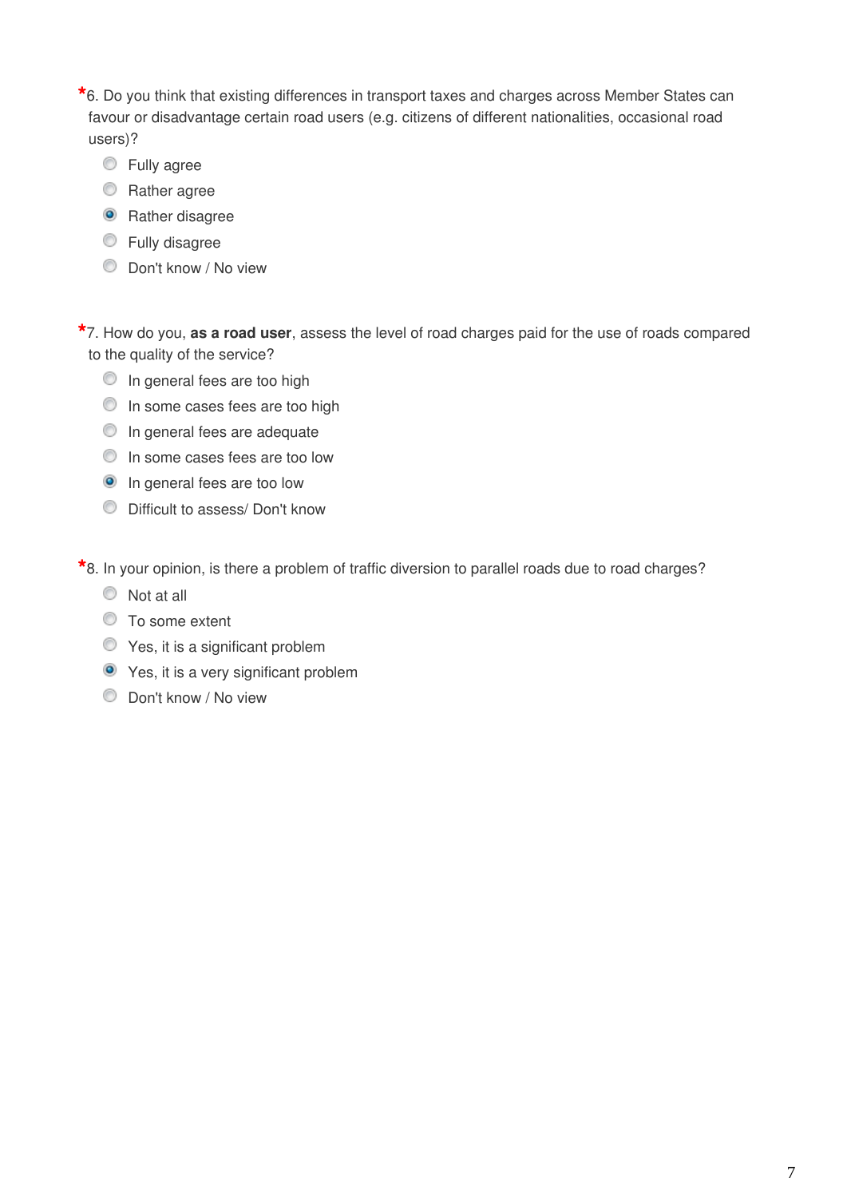*6. Do you think that existing differences in transport taxes and charges across Member States can favour or disadvantage certain road users (e.g. citizens of different nationalities, occasional road users)?

- ○ Fully agree
- ○ Rather agree
- ● Rather disagree
- ○ Fully disagree
- ○ Don't know / No view

*7. How do you, **as a road user**, assess the level of road charges paid for the use of roads compared to the quality of the service?

- ○ In general fees are too high
- ○ In some cases fees are too high
- ○ In general fees are adequate
- ○ In some cases fees are too low
- ● In general fees are too low
- ○ Difficult to assess/ Don't know

*8. In your opinion, is there a problem of traffic diversion to parallel roads due to road charges?

- ○ Not at all
- ○ To some extent
- ○ Yes, it is a significant problem
- ● Yes, it is a very significant problem
- ○ Don't know / No view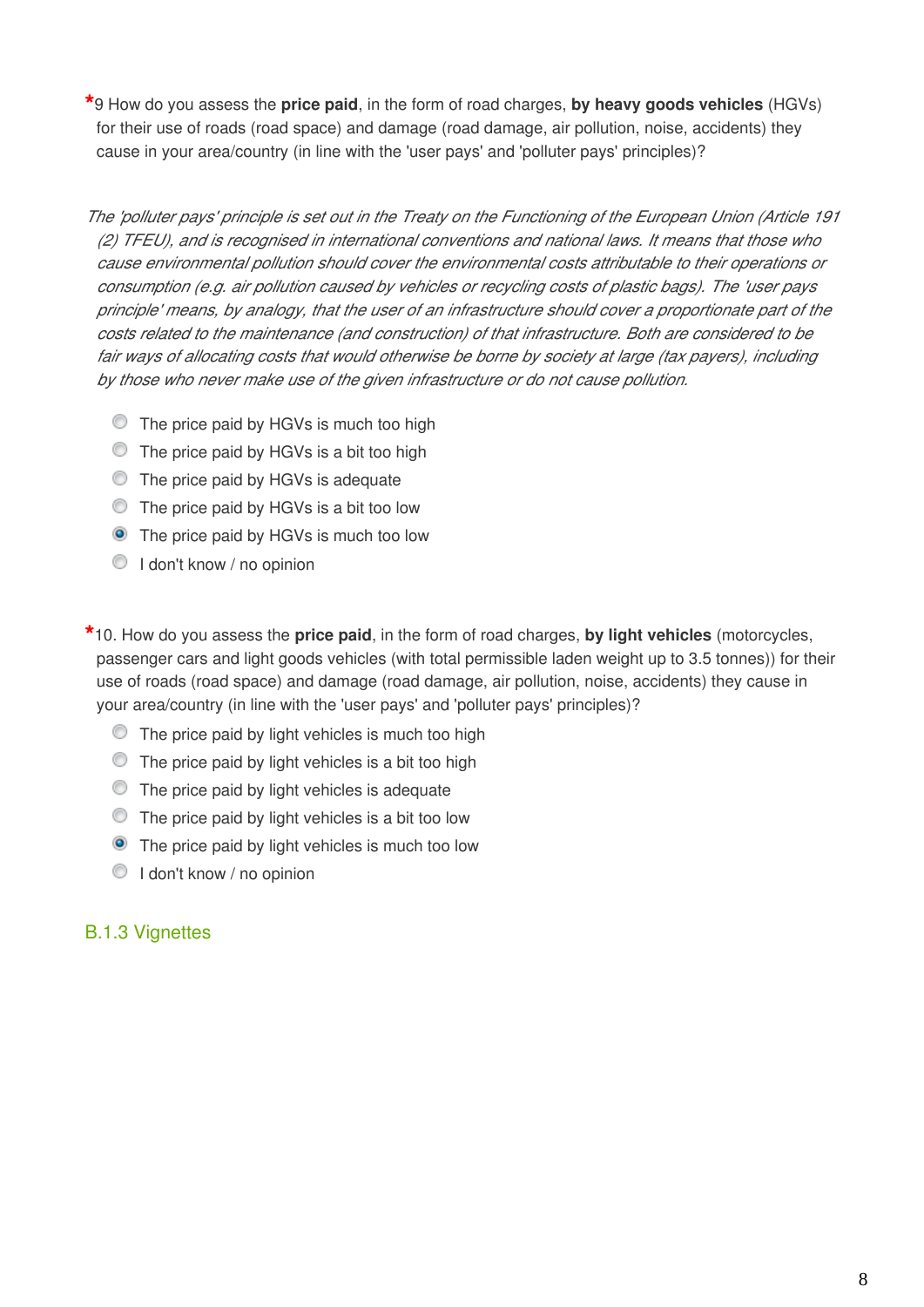*9 How do you assess the **price paid**, in the form of road charges, **by heavy goods vehicles** (HGVs) for their use of roads (road space) and damage (road damage, air pollution, noise, accidents) they cause in your area/country (in line with the 'user pays' and 'polluter pays' principles)?

*The 'polluter pays' principle is set out in the Treaty on the Functioning of the European Union (Article 191 (2) TFEU), and is recognised in international conventions and national laws. It means that those who cause environmental pollution should cover the environmental costs attributable to their operations or consumption (e.g. air pollution caused by vehicles or recycling costs of plastic bags). The 'user pays principle' means, by analogy, that the user of an infrastructure should cover a proportionate part of the costs related to the maintenance (and construction) of that infrastructure. Both are considered to be fair ways of allocating costs that would otherwise be borne by society at large (tax payers), including by those who never make use of the given infrastructure or do not cause pollution.*

- ○ The price paid by HGVs is much too high
- ○ The price paid by HGVs is a bit too high
- ○ The price paid by HGVs is adequate
- ○ The price paid by HGVs is a bit too low
- ● The price paid by HGVs is much too low
- ○ I don't know / no opinion

*10. How do you assess the **price paid**, in the form of road charges, **by light vehicles** (motorcycles, passenger cars and light goods vehicles (with total permissible laden weight up to 3.5 tonnes)) for their use of roads (road space) and damage (road damage, air pollution, noise, accidents) they cause in your area/country (in line with the 'user pays' and 'polluter pays' principles)?

- ○ The price paid by light vehicles is much too high
- ○ The price paid by light vehicles is a bit too high
- ○ The price paid by light vehicles is adequate
- ○ The price paid by light vehicles is a bit too low
- ● The price paid by light vehicles is much too low
- ○ I don't know / no opinion

### B.1.3 Vignettes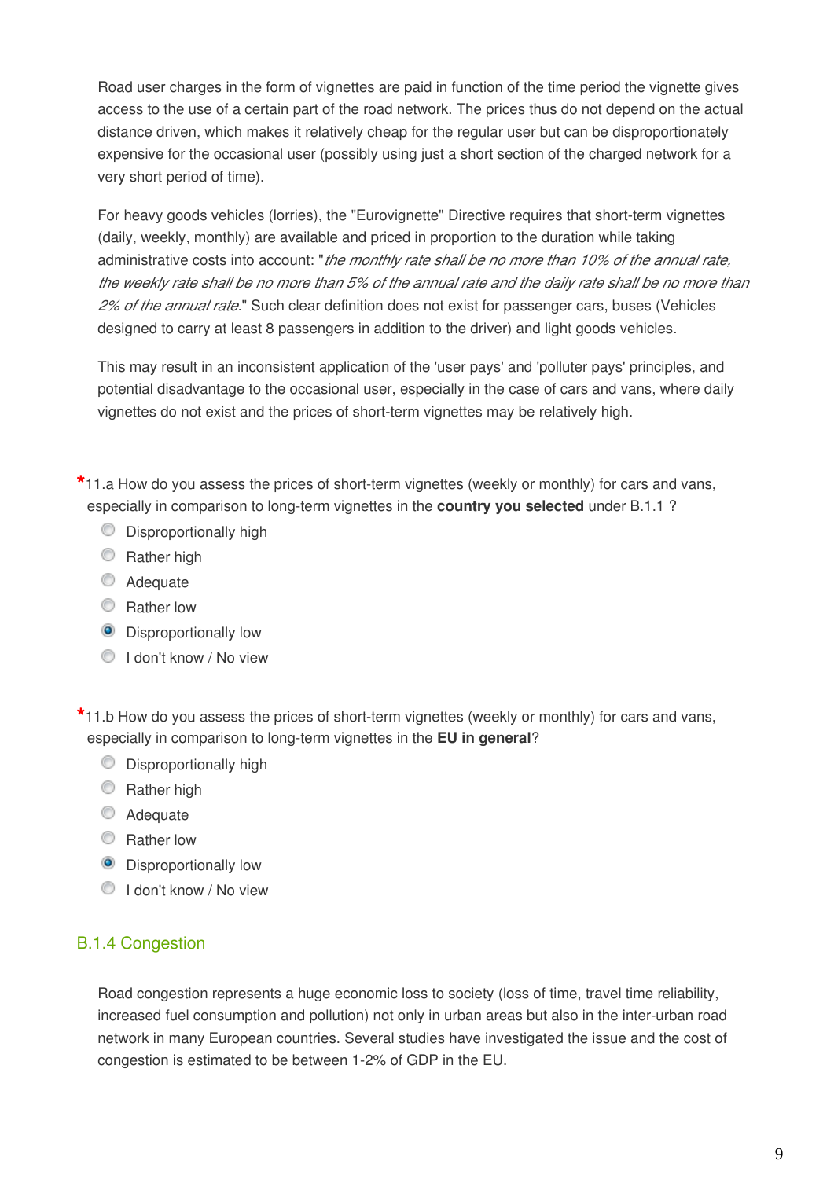Road user charges in the form of vignettes are paid in function of the time period the vignette gives access to the use of a certain part of the road network. The prices thus do not depend on the actual distance driven, which makes it relatively cheap for the regular user but can be disproportionately expensive for the occasional user (possibly using just a short section of the charged network for a very short period of time).

For heavy goods vehicles (lorries), the "Eurovignette" Directive requires that short-term vignettes (daily, weekly, monthly) are available and priced in proportion to the duration while taking administrative costs into account: "*the monthly rate shall be no more than 10% of the annual rate, the weekly rate shall be no more than 5% of the annual rate and the daily rate shall be no more than 2% of the annual rate.*" Such clear definition does not exist for passenger cars, buses (Vehicles designed to carry at least 8 passengers in addition to the driver) and light goods vehicles.

This may result in an inconsistent application of the 'user pays' and 'polluter pays' principles, and potential disadvantage to the occasional user, especially in the case of cars and vans, where daily vignettes do not exist and the prices of short-term vignettes may be relatively high.

*11.a How do you assess the prices of short-term vignettes (weekly or monthly) for cars and vans, especially in comparison to long-term vignettes in the **country you selected** under B.1.1 ?

- ○ Disproportionally high
- ○ Rather high
- ○ Adequate
- ○ Rather low
- ● Disproportionally low
- ○ I don't know / No view

*11.b How do you assess the prices of short-term vignettes (weekly or monthly) for cars and vans, especially in comparison to long-term vignettes in the **EU in general**?

- ○ Disproportionally high
- ○ Rather high
- ○ Adequate
- ○ Rather low
- ● Disproportionally low
- ○ I don't know / No view

## B.1.4 Congestion

Road congestion represents a huge economic loss to society (loss of time, travel time reliability, increased fuel consumption and pollution) not only in urban areas but also in the inter-urban road network in many European countries. Several studies have investigated the issue and the cost of congestion is estimated to be between 1-2% of GDP in the EU.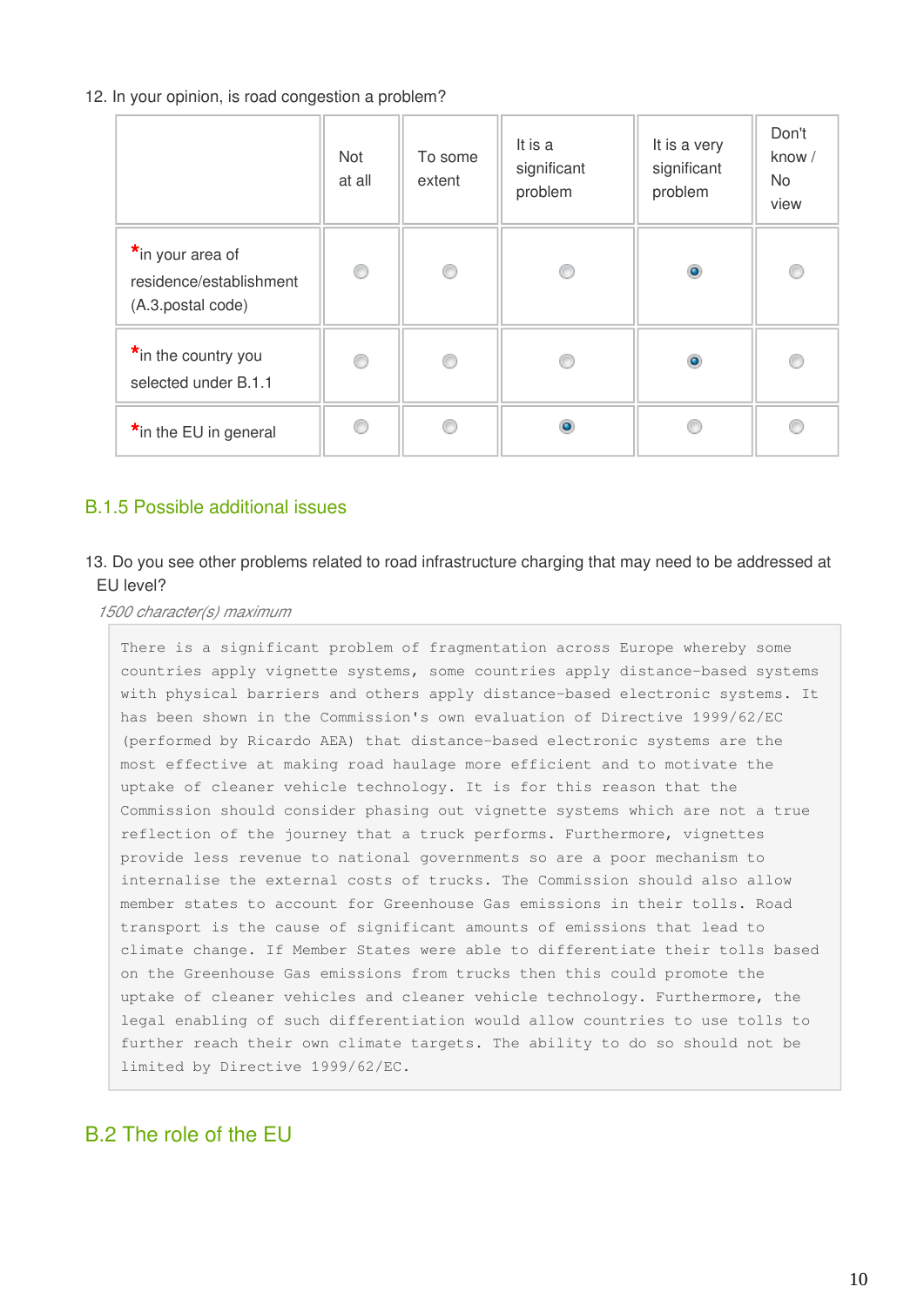12. In your opinion, is road congestion a problem?

| | Not at all | To some extent | It is a significant problem | It is a very significant problem | Don't know / No view |
|---|---|---|---|---|---|
| *in your area of residence/establishment (A.3.postal code) | | | | X | |
| *in the country you selected under B.1.1 | | | | X | |
| *in the EU in general | | | X | | |

## B.1.5 Possible additional issues

13. Do you see other problems related to road infrastructure charging that may need to be addressed at EU level?

*1500 character(s) maximum*

There is a significant problem of fragmentation across Europe whereby some countries apply vignette systems, some countries apply distance-based systems with physical barriers and others apply distance-based electronic systems. It has been shown in the Commission's own evaluation of Directive 1999/62/EC (performed by Ricardo AEA) that distance-based electronic systems are the most effective at making road haulage more efficient and to motivate the uptake of cleaner vehicle technology. It is for this reason that the Commission should consider phasing out vignette systems which are not a true reflection of the journey that a truck performs. Furthermore, vignettes provide less revenue to national governments so are a poor mechanism to internalise the external costs of trucks. The Commission should also allow member states to account for Greenhouse Gas emissions in their tolls. Road transport is the cause of significant amounts of emissions that lead to climate change. If Member States were able to differentiate their tolls based on the Greenhouse Gas emissions from trucks then this could promote the uptake of cleaner vehicles and cleaner vehicle technology. Furthermore, the legal enabling of such differentiation would allow countries to use tolls to further reach their own climate targets. The ability to do so should not be limited by Directive 1999/62/EC.

## B.2 The role of the EU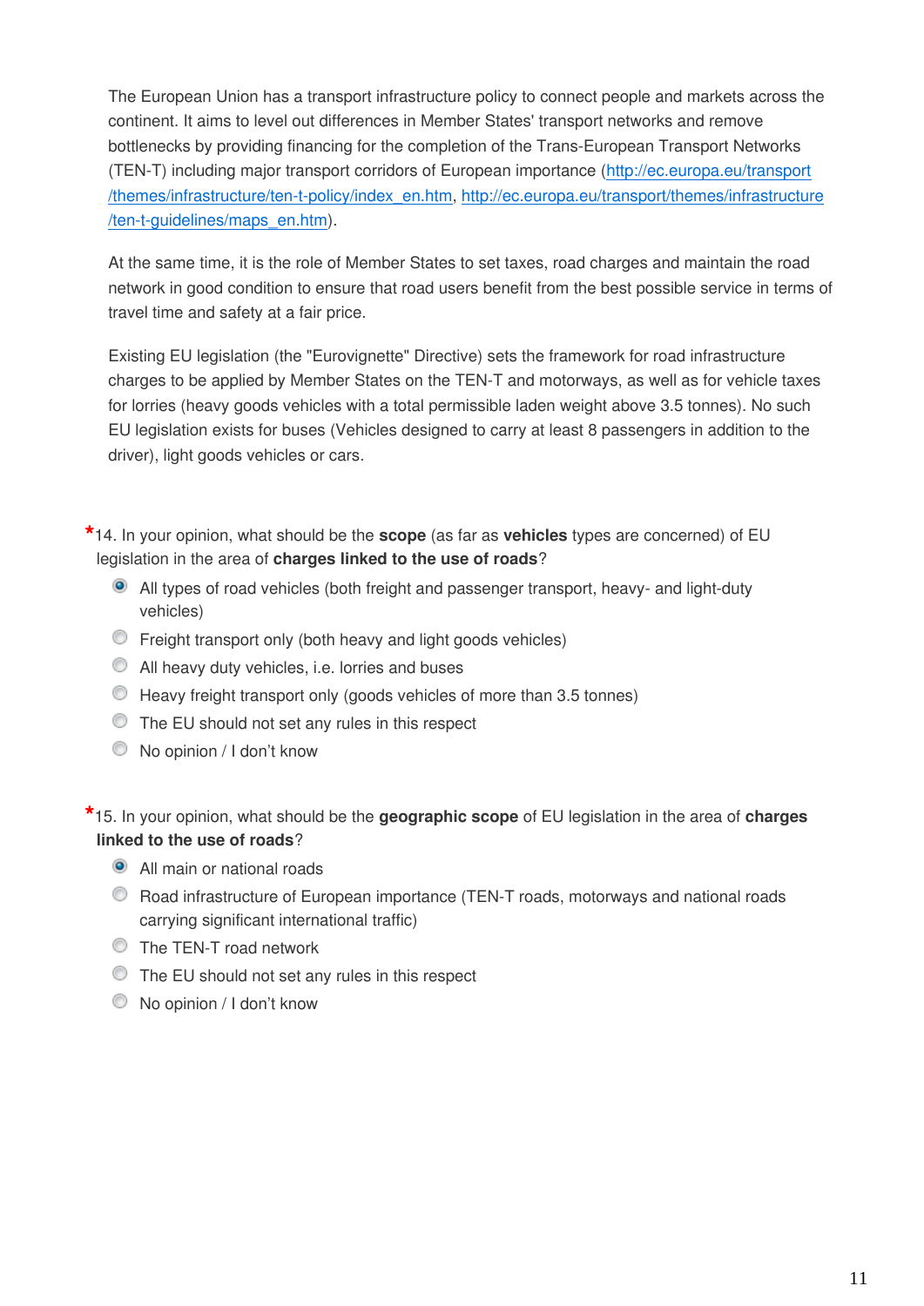The European Union has a transport infrastructure policy to connect people and markets across the continent. It aims to level out differences in Member States' transport networks and remove bottlenecks by providing financing for the completion of the Trans-European Transport Networks (TEN-T) including major transport corridors of European importance ([http://ec.europa.eu/transport/themes/infrastructure/ten-t-policy/index_en.htm](http://ec.europa.eu/transport/themes/infrastructure/ten-t-policy/index_en.htm), [http://ec.europa.eu/transport/themes/infrastructure/ten-t-guidelines/maps_en.htm](http://ec.europa.eu/transport/themes/infrastructure/ten-t-guidelines/maps_en.htm)).

At the same time, it is the role of Member States to set taxes, road charges and maintain the road network in good condition to ensure that road users benefit from the best possible service in terms of travel time and safety at a fair price.

Existing EU legislation (the "Eurovignette" Directive) sets the framework for road infrastructure charges to be applied by Member States on the TEN-T and motorways, as well as for vehicle taxes for lorries (heavy goods vehicles with a total permissible laden weight above 3.5 tonnes). No such EU legislation exists for buses (Vehicles designed to carry at least 8 passengers in addition to the driver), light goods vehicles or cars.

*14. In your opinion, what should be the **scope** (as far as **vehicles** types are concerned) of EU legislation in the area of **charges linked to the use of roads**?

- (•) All types of road vehicles (both freight and passenger transport, heavy- and light-duty vehicles)
- ( ) Freight transport only (both heavy and light goods vehicles)
- ( ) All heavy duty vehicles, i.e. lorries and buses
- ( ) Heavy freight transport only (goods vehicles of more than 3.5 tonnes)
- ( ) The EU should not set any rules in this respect
- ( ) No opinion / I don't know

*15. In your opinion, what should be the **geographic scope** of EU legislation in the area of **charges linked to the use of roads**?

- (•) All main or national roads
- ( ) Road infrastructure of European importance (TEN-T roads, motorways and national roads carrying significant international traffic)
- ( ) The TEN-T road network
- ( ) The EU should not set any rules in this respect
- ( ) No opinion / I don't know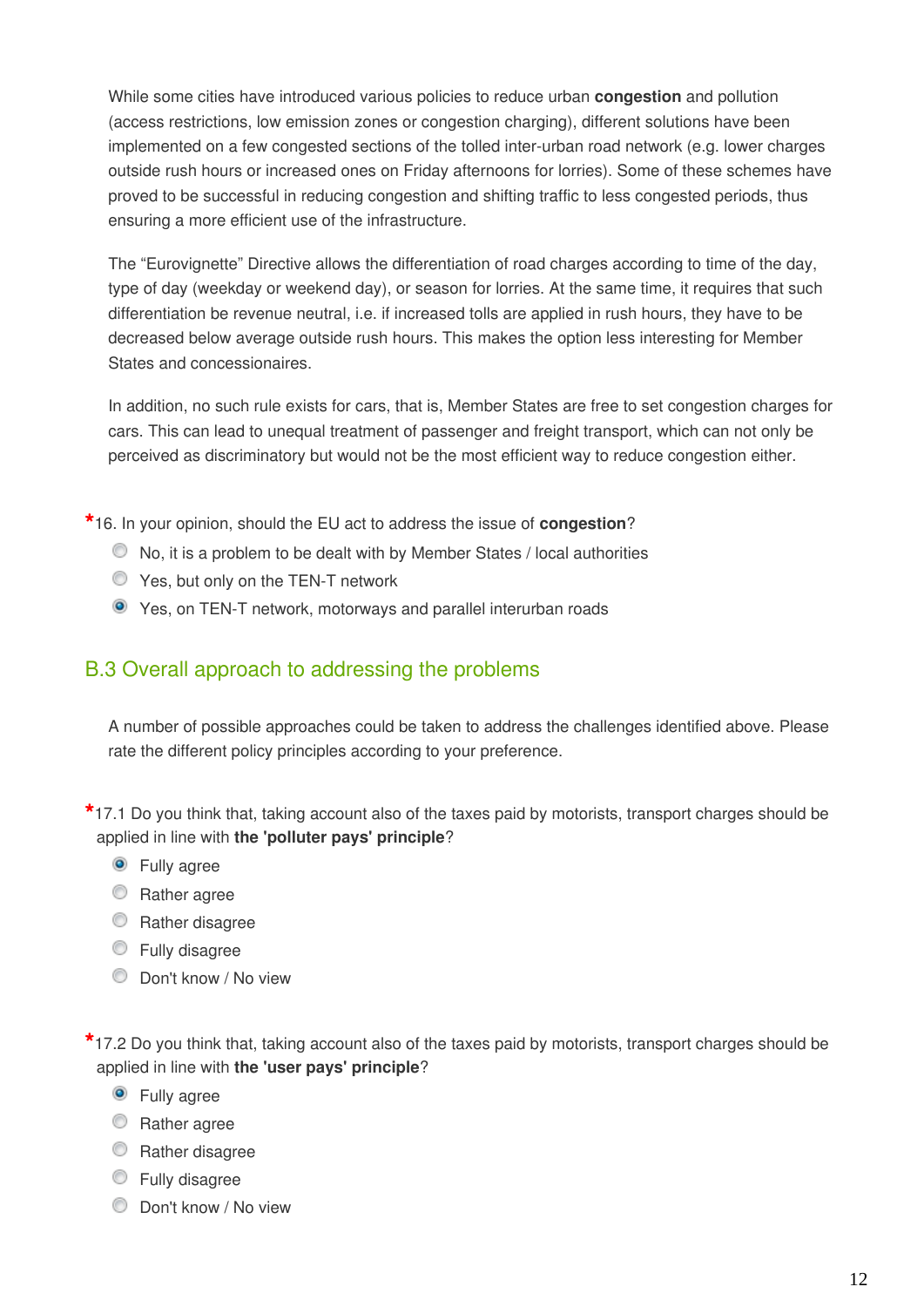While some cities have introduced various policies to reduce urban **congestion** and pollution (access restrictions, low emission zones or congestion charging), different solutions have been implemented on a few congested sections of the tolled inter-urban road network (e.g. lower charges outside rush hours or increased ones on Friday afternoons for lorries). Some of these schemes have proved to be successful in reducing congestion and shifting traffic to less congested periods, thus ensuring a more efficient use of the infrastructure.

The "Eurovignette" Directive allows the differentiation of road charges according to time of the day, type of day (weekday or weekend day), or season for lorries. At the same time, it requires that such differentiation be revenue neutral, i.e. if increased tolls are applied in rush hours, they have to be decreased below average outside rush hours. This makes the option less interesting for Member States and concessionaires.

In addition, no such rule exists for cars, that is, Member States are free to set congestion charges for cars. This can lead to unequal treatment of passenger and freight transport, which can not only be perceived as discriminatory but would not be the most efficient way to reduce congestion either.

*16. In your opinion, should the EU act to address the issue of **congestion**?

- ○ No, it is a problem to be dealt with by Member States / local authorities
- ○ Yes, but only on the TEN-T network
- ◉ Yes, on TEN-T network, motorways and parallel interurban roads

## B.3 Overall approach to addressing the problems

A number of possible approaches could be taken to address the challenges identified above. Please rate the different policy principles according to your preference.

*17.1 Do you think that, taking account also of the taxes paid by motorists, transport charges should be applied in line with **the 'polluter pays' principle**?

- ◉ Fully agree
- ○ Rather agree
- ○ Rather disagree
- ○ Fully disagree
- ○ Don't know / No view

*17.2 Do you think that, taking account also of the taxes paid by motorists, transport charges should be applied in line with **the 'user pays' principle**?

- ◉ Fully agree
- ○ Rather agree
- ○ Rather disagree
- ○ Fully disagree
- ○ Don't know / No view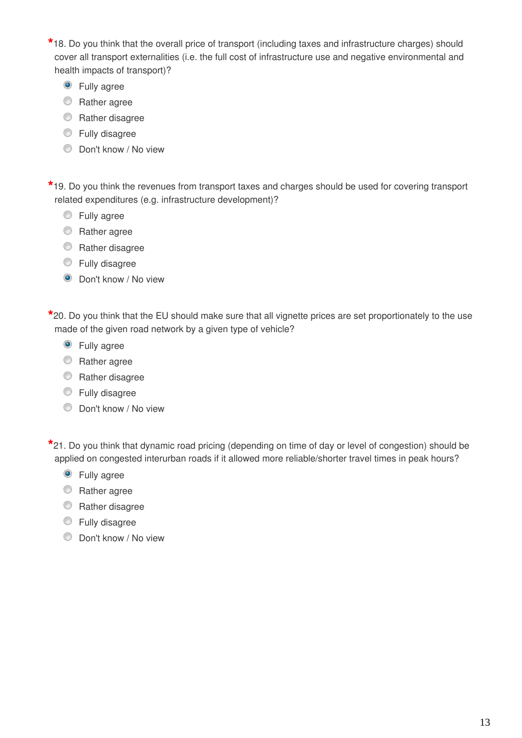*18. Do you think that the overall price of transport (including taxes and infrastructure charges) should cover all transport externalities (i.e. the full cost of infrastructure use and negative environmental and health impacts of transport)?

- (x) Fully agree
- ( ) Rather agree
- ( ) Rather disagree
- ( ) Fully disagree
- ( ) Don't know / No view

*19. Do you think the revenues from transport taxes and charges should be used for covering transport related expenditures (e.g. infrastructure development)?

- ( ) Fully agree
- ( ) Rather agree
- ( ) Rather disagree
- ( ) Fully disagree
- (x) Don't know / No view

*20. Do you think that the EU should make sure that all vignette prices are set proportionately to the use made of the given road network by a given type of vehicle?

- (x) Fully agree
- ( ) Rather agree
- ( ) Rather disagree
- ( ) Fully disagree
- ( ) Don't know / No view

*21. Do you think that dynamic road pricing (depending on time of day or level of congestion) should be applied on congested interurban roads if it allowed more reliable/shorter travel times in peak hours?

- (x) Fully agree
- ( ) Rather agree
- ( ) Rather disagree
- ( ) Fully disagree
- ( ) Don't know / No view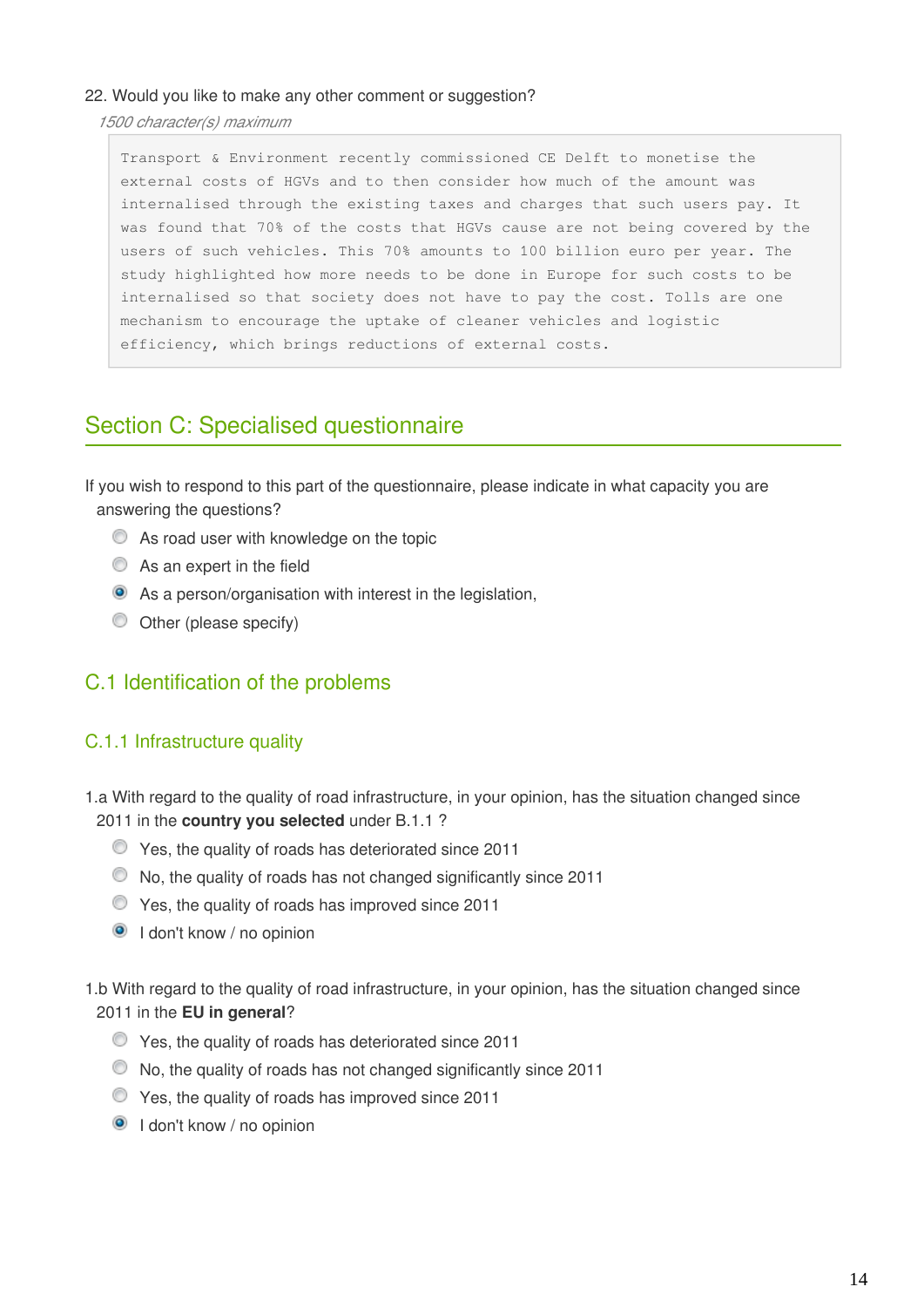22. Would you like to make any other comment or suggestion?

*1500 character(s) maximum*

```
Transport & Environment recently commissioned CE Delft to monetise the
external costs of HGVs and to then consider how much of the amount was
internalised through the existing taxes and charges that such users pay. It
was found that 70% of the costs that HGVs cause are not being covered by the
users of such vehicles. This 70% amounts to 100 billion euro per year. The
study highlighted how more needs to be done in Europe for such costs to be
internalised so that society does not have to pay the cost. Tolls are one
mechanism to encourage the uptake of cleaner vehicles and logistic
efficiency, which brings reductions of external costs.
```

## Section C: Specialised questionnaire

If you wish to respond to this part of the questionnaire, please indicate in what capacity you are answering the questions?

- ○ As road user with knowledge on the topic
- ○ As an expert in the field
- ● As a person/organisation with interest in the legislation,
- ○ Other (please specify)

### C.1 Identification of the problems

#### C.1.1 Infrastructure quality

1.a With regard to the quality of road infrastructure, in your opinion, has the situation changed since 2011 in the **country you selected** under B.1.1 ?

- ○ Yes, the quality of roads has deteriorated since 2011
- ○ No, the quality of roads has not changed significantly since 2011
- ○ Yes, the quality of roads has improved since 2011
- ● I don't know / no opinion

1.b With regard to the quality of road infrastructure, in your opinion, has the situation changed since 2011 in the **EU in general**?

- ○ Yes, the quality of roads has deteriorated since 2011
- ○ No, the quality of roads has not changed significantly since 2011
- ○ Yes, the quality of roads has improved since 2011
- ● I don't know / no opinion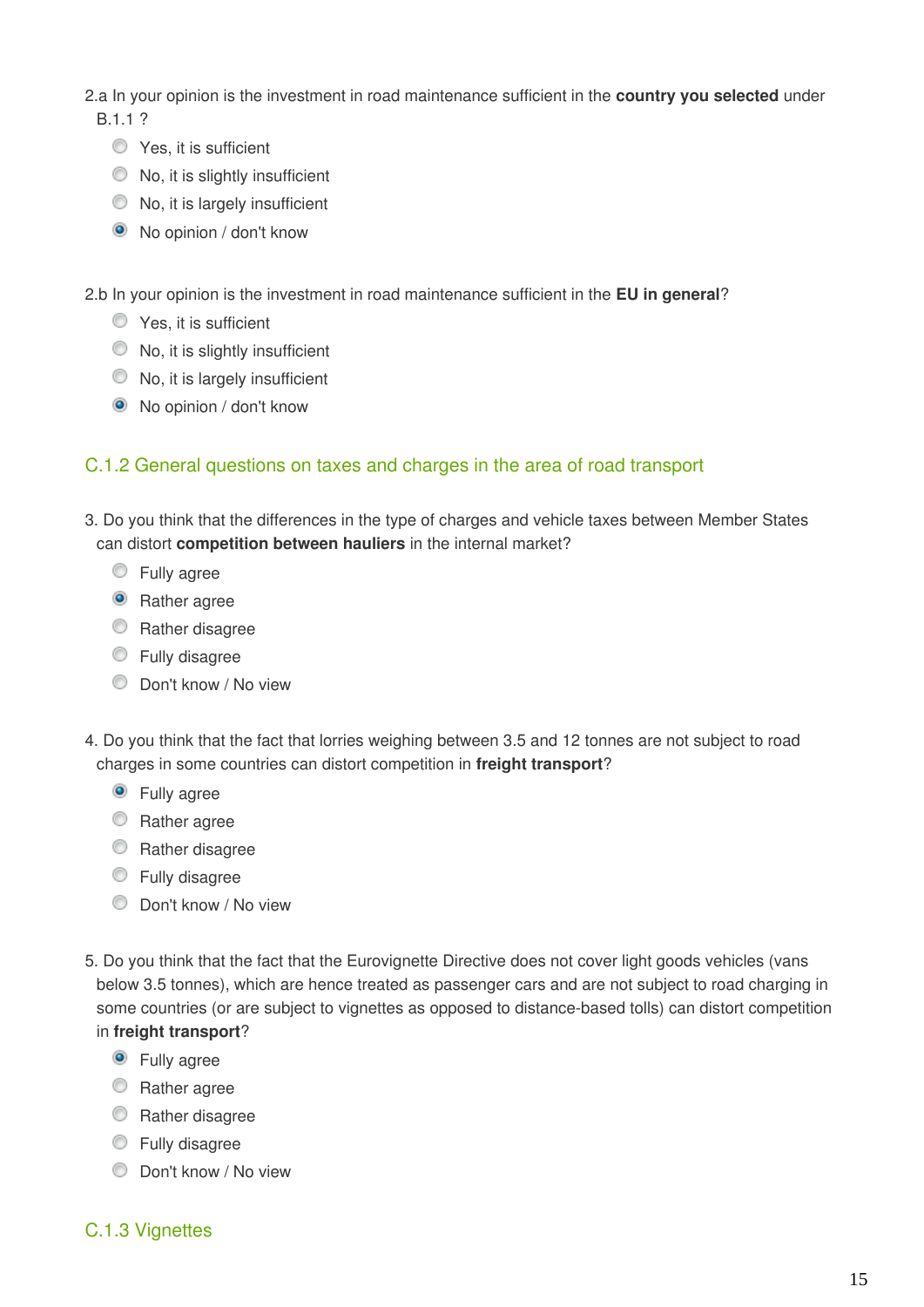2.a In your opinion is the investment in road maintenance sufficient in the **country you selected** under B.1.1 ?

- ○ Yes, it is sufficient
- ○ No, it is slightly insufficient
- ○ No, it is largely insufficient
- ◉ No opinion / don't know

2.b In your opinion is the investment in road maintenance sufficient in the **EU in general**?

- ○ Yes, it is sufficient
- ○ No, it is slightly insufficient
- ○ No, it is largely insufficient
- ◉ No opinion / don't know

## C.1.2 General questions on taxes and charges in the area of road transport

3. Do you think that the differences in the type of charges and vehicle taxes between Member States can distort **competition between hauliers** in the internal market?

- ○ Fully agree
- ◉ Rather agree
- ○ Rather disagree
- ○ Fully disagree
- ○ Don't know / No view

4. Do you think that the fact that lorries weighing between 3.5 and 12 tonnes are not subject to road charges in some countries can distort competition in **freight transport**?

- ◉ Fully agree
- ○ Rather agree
- ○ Rather disagree
- ○ Fully disagree
- ○ Don't know / No view

5. Do you think that the fact that the Eurovignette Directive does not cover light goods vehicles (vans below 3.5 tonnes), which are hence treated as passenger cars and are not subject to road charging in some countries (or are subject to vignettes as opposed to distance-based tolls) can distort competition in **freight transport**?

- ◉ Fully agree
- ○ Rather agree
- ○ Rather disagree
- ○ Fully disagree
- ○ Don't know / No view

## C.1.3 Vignettes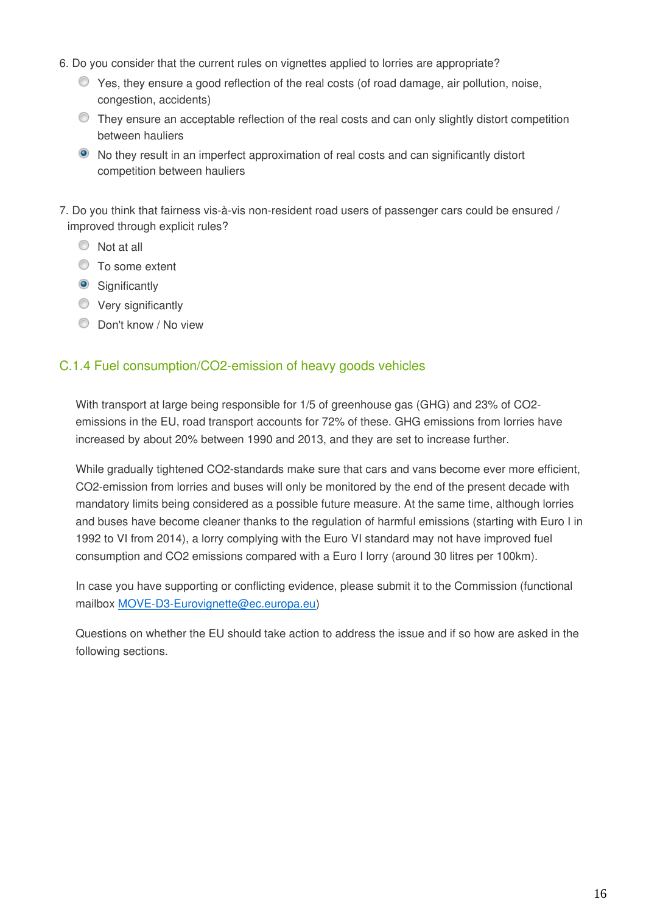6. Do you consider that the current rules on vignettes applied to lorries are appropriate?

- ○ Yes, they ensure a good reflection of the real costs (of road damage, air pollution, noise, congestion, accidents)
- ○ They ensure an acceptable reflection of the real costs and can only slightly distort competition between hauliers
- ◉ No they result in an imperfect approximation of real costs and can significantly distort competition between hauliers

7. Do you think that fairness vis-à-vis non-resident road users of passenger cars could be ensured / improved through explicit rules?

- ○ Not at all
- ○ To some extent
- ◉ Significantly
- ○ Very significantly
- ○ Don't know / No view

### C.1.4 Fuel consumption/CO2-emission of heavy goods vehicles

With transport at large being responsible for 1/5 of greenhouse gas (GHG) and 23% of CO2-emissions in the EU, road transport accounts for 72% of these. GHG emissions from lorries have increased by about 20% between 1990 and 2013, and they are set to increase further.

While gradually tightened CO2-standards make sure that cars and vans become ever more efficient, CO2-emission from lorries and buses will only be monitored by the end of the present decade with mandatory limits being considered as a possible future measure. At the same time, although lorries and buses have become cleaner thanks to the regulation of harmful emissions (starting with Euro I in 1992 to VI from 2014), a lorry complying with the Euro VI standard may not have improved fuel consumption and CO2 emissions compared with a Euro I lorry (around 30 litres per 100km).

In case you have supporting or conflicting evidence, please submit it to the Commission (functional mailbox MOVE-D3-Eurovignette@ec.europa.eu)

Questions on whether the EU should take action to address the issue and if so how are asked in the following sections.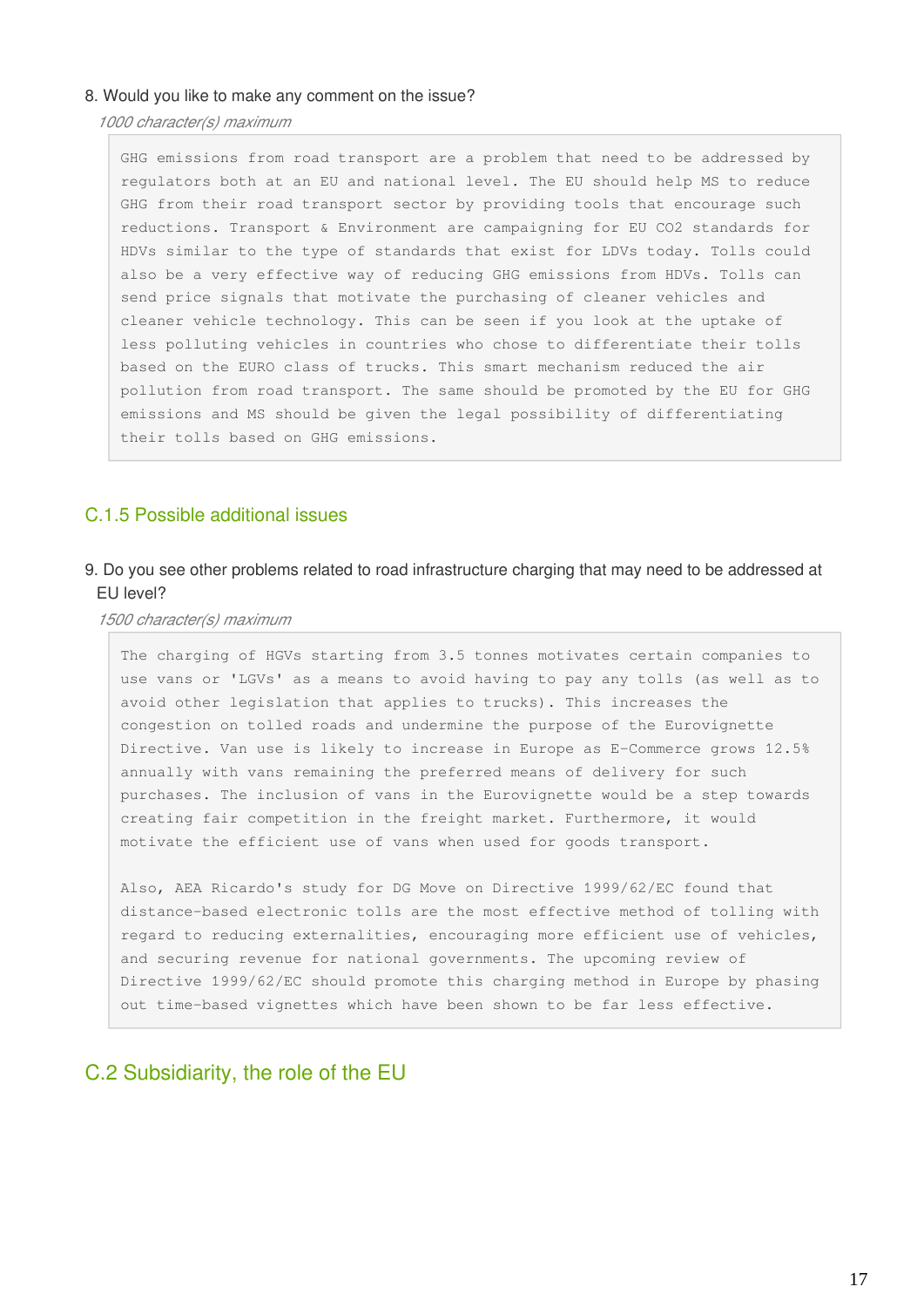8. Would you like to make any comment on the issue?

*1000 character(s) maximum*

GHG emissions from road transport are a problem that need to be addressed by regulators both at an EU and national level. The EU should help MS to reduce GHG from their road transport sector by providing tools that encourage such reductions. Transport & Environment are campaigning for EU CO2 standards for HDVs similar to the type of standards that exist for LDVs today. Tolls could also be a very effective way of reducing GHG emissions from HDVs. Tolls can send price signals that motivate the purchasing of cleaner vehicles and cleaner vehicle technology. This can be seen if you look at the uptake of less polluting vehicles in countries who chose to differentiate their tolls based on the EURO class of trucks. This smart mechanism reduced the air pollution from road transport. The same should be promoted by the EU for GHG emissions and MS should be given the legal possibility of differentiating their tolls based on GHG emissions.

## C.1.5 Possible additional issues

9. Do you see other problems related to road infrastructure charging that may need to be addressed at EU level?

*1500 character(s) maximum*

The charging of HGVs starting from 3.5 tonnes motivates certain companies to use vans or 'LGVs' as a means to avoid having to pay any tolls (as well as to avoid other legislation that applies to trucks). This increases the congestion on tolled roads and undermine the purpose of the Eurovignette Directive. Van use is likely to increase in Europe as E-Commerce grows 12.5% annually with vans remaining the preferred means of delivery for such purchases. The inclusion of vans in the Eurovignette would be a step towards creating fair competition in the freight market. Furthermore, it would motivate the efficient use of vans when used for goods transport.

Also, AEA Ricardo's study for DG Move on Directive 1999/62/EC found that distance-based electronic tolls are the most effective method of tolling with regard to reducing externalities, encouraging more efficient use of vehicles, and securing revenue for national governments. The upcoming review of Directive 1999/62/EC should promote this charging method in Europe by phasing out time-based vignettes which have been shown to be far less effective.

## C.2 Subsidiarity, the role of the EU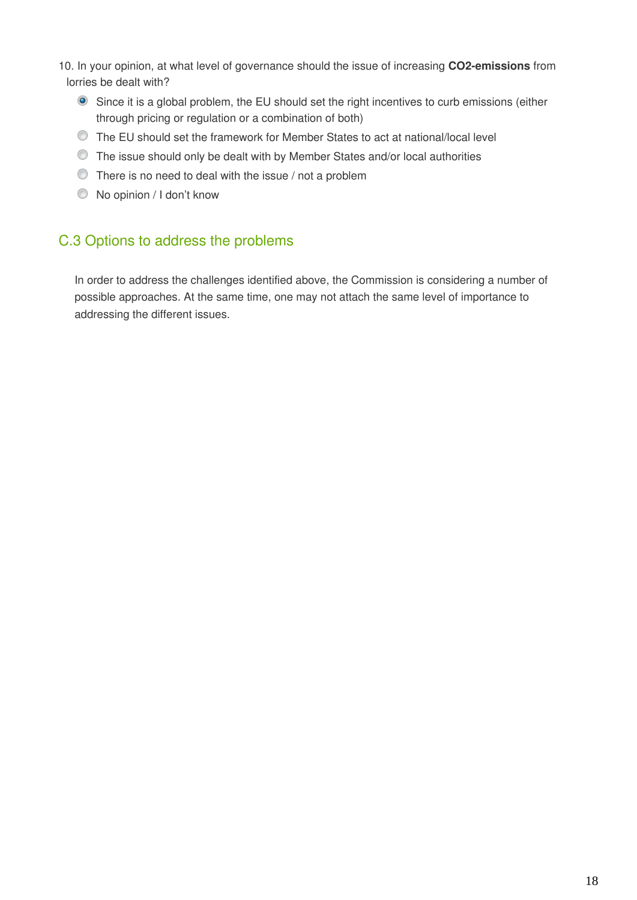10. In your opinion, at what level of governance should the issue of increasing **$CO_2$-emissions** from lorries be dealt with?

- [x] Since it is a global problem, the EU should set the right incentives to curb emissions (either through pricing or regulation or a combination of both)
- [ ] The EU should set the framework for Member States to act at national/local level
- [ ] The issue should only be dealt with by Member States and/or local authorities
- [ ] There is no need to deal with the issue / not a problem
- [ ] No opinion / I don't know

## C.3 Options to address the problems

In order to address the challenges identified above, the Commission is considering a number of possible approaches. At the same time, one may not attach the same level of importance to addressing the different issues.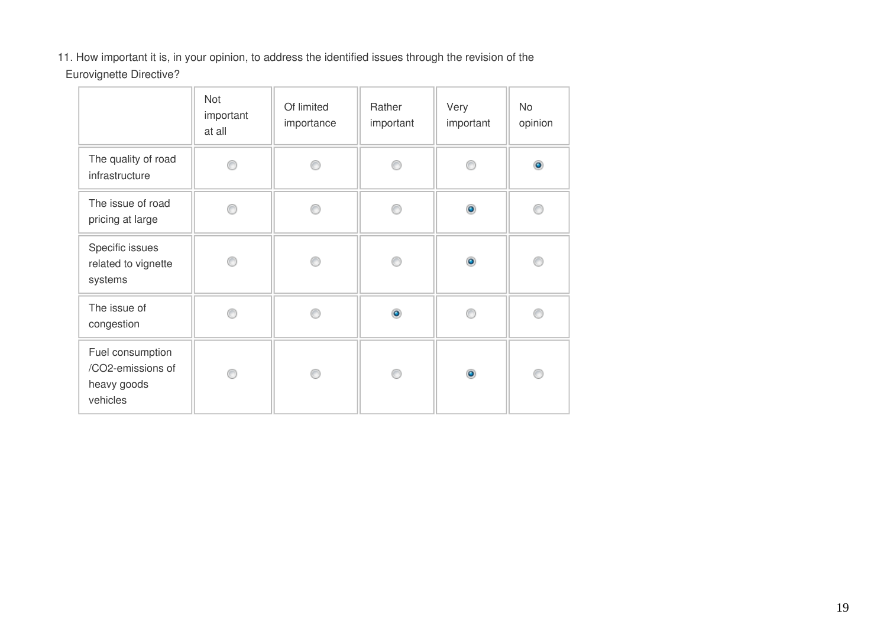11. How important it is, in your opinion, to address the identified issues through the revision of the Eurovignette Directive?

| | Not important at all | Of limited importance | Rather important | Very important | No opinion |
|---|---|---|---|---|---|
| The quality of road infrastructure | ○ | ○ | ○ | ○ | ● |
| The issue of road pricing at large | ○ | ○ | ○ | ● | ○ |
| Specific issues related to vignette systems | ○ | ○ | ○ | ● | ○ |
| The issue of congestion | ○ | ○ | ● | ○ | ○ |
| Fuel consumption /CO2-emissions of heavy goods vehicles | ○ | ○ | ○ | ● | ○ |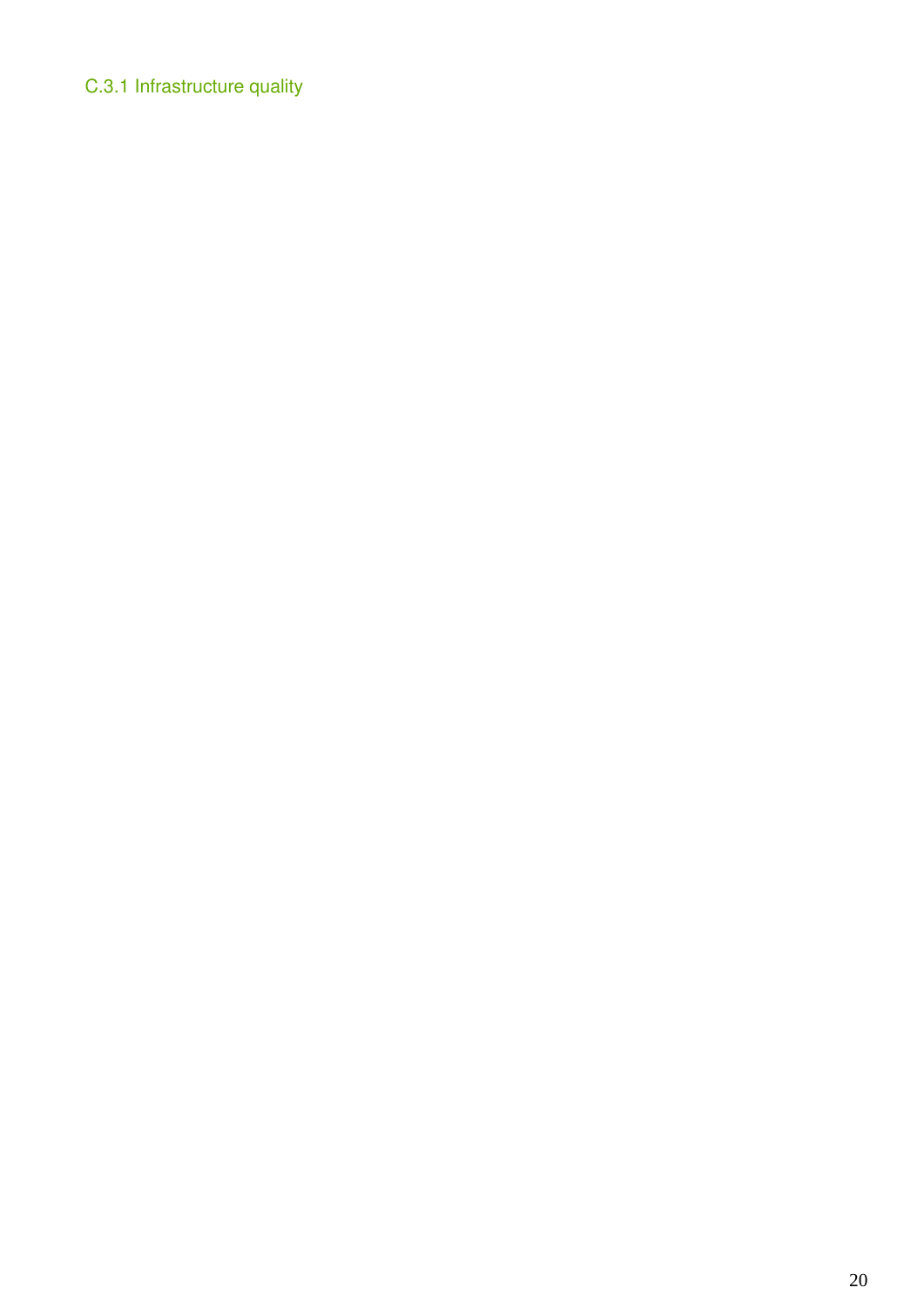### C.3.1 Infrastructure quality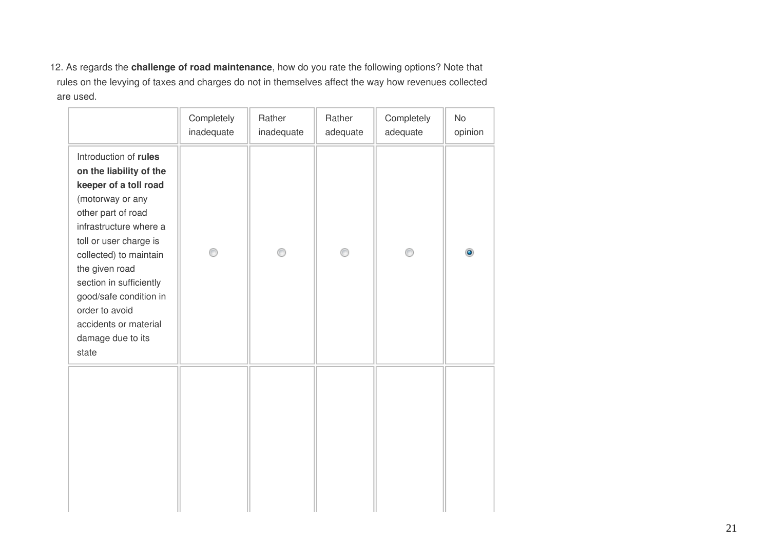12. As regards the **challenge of road maintenance**, how do you rate the following options? Note that rules on the levying of taxes and charges do not in themselves affect the way how revenues collected are used.

| | Completely inadequate | Rather inadequate | Rather adequate | Completely adequate | No opinion |
|---|---|---|---|---|---|
| Introduction of **rules on the liability of the keeper of a toll road** (motorway or any other part of road infrastructure where a toll or user charge is collected) to maintain the given road section in sufficiently good/safe condition in order to avoid accidents or material damage due to its state | ○ | ○ | ○ | ○ | ● |
| | | | | | |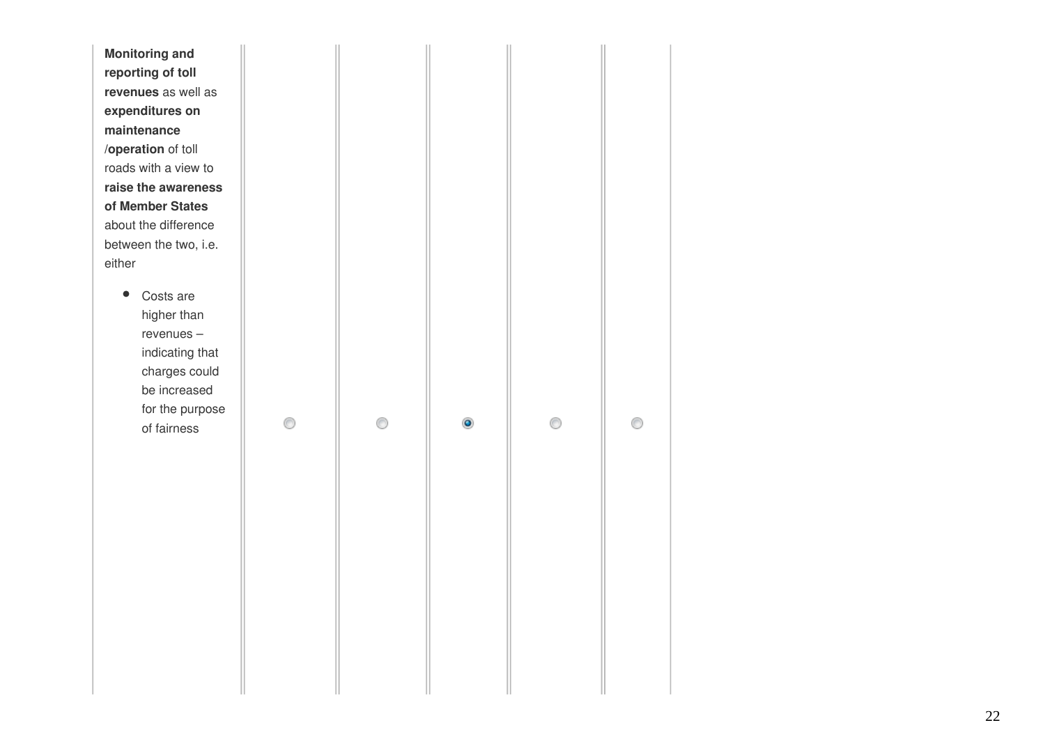| | | | | | |
|---|---|---|---|---|---|
| **Monitoring and reporting of toll revenues** as well as **expenditures on maintenance /operation** of toll roads with a view to **raise the awareness of Member States** about the difference between the two, i.e. either<br><br>• Costs are higher than revenues – indicating that charges could be increased for the purpose of fairness | ○ | ○ | ◉ | ○ | ○ |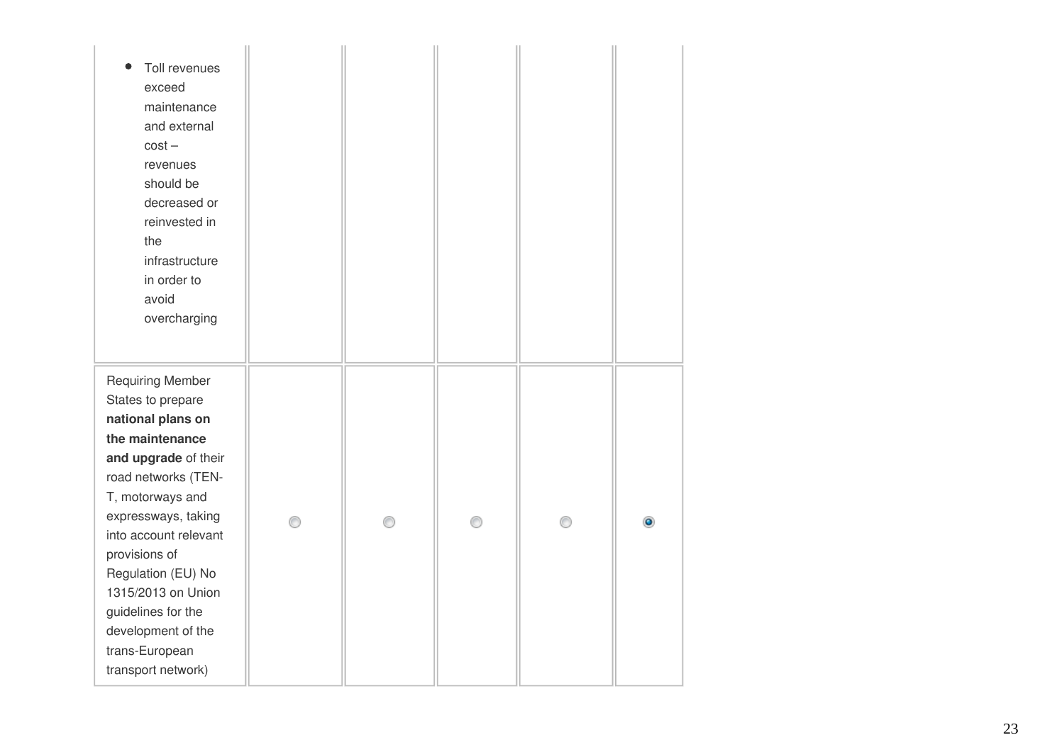|  |  |  |  |  |  |
|---|---|---|---|---|---|
| • Toll revenues exceed maintenance and external cost – revenues should be decreased or reinvested in the infrastructure in order to avoid overcharging |  |  |  |  |  |
| Requiring Member States to prepare **national plans on the maintenance and upgrade** of their road networks (TEN-T, motorways and expressways, taking into account relevant provisions of Regulation (EU) No 1315/2013 on Union guidelines for the development of the trans-European transport network) | ○ | ○ | ○ | ○ | ● |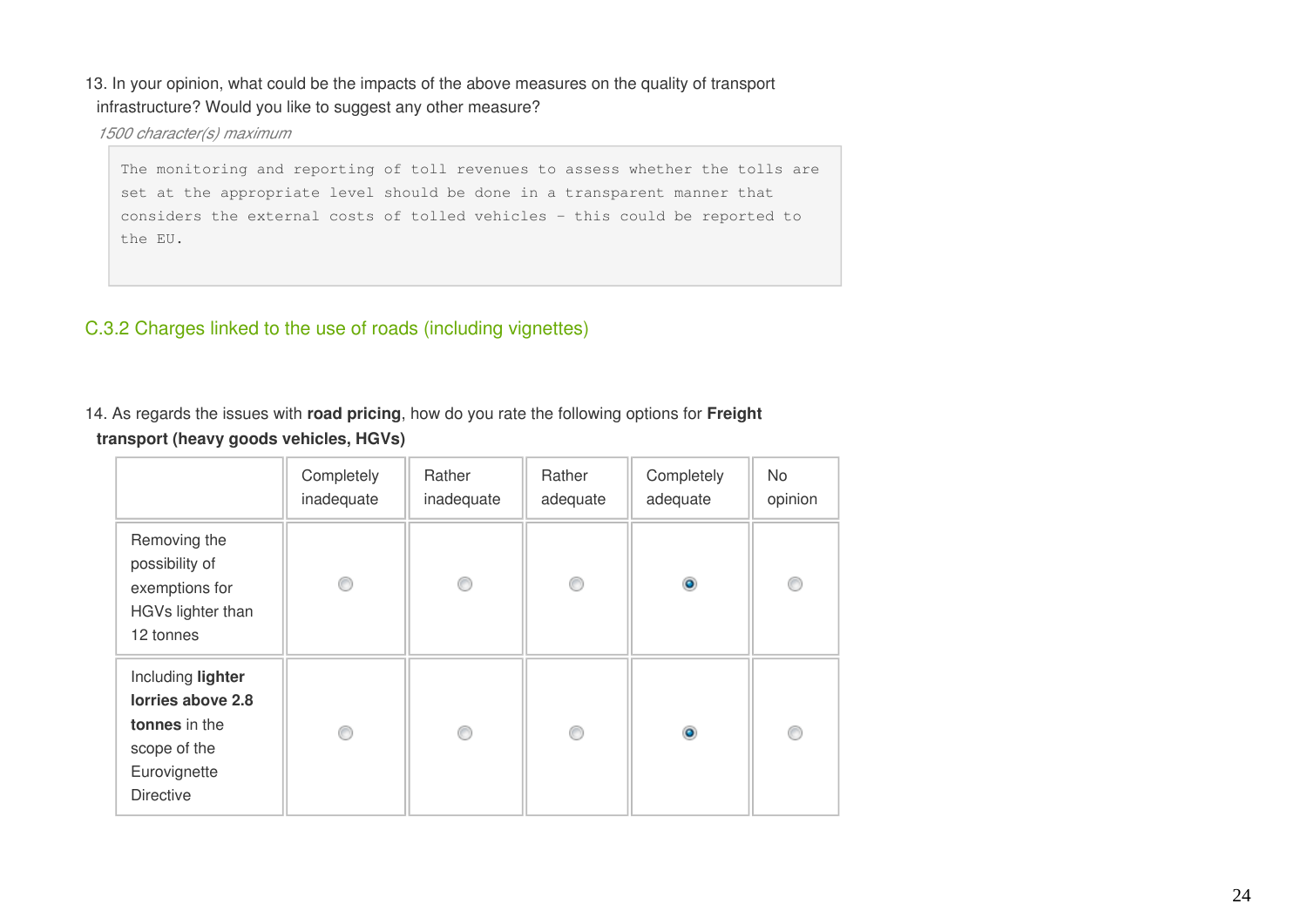13. In your opinion, what could be the impacts of the above measures on the quality of transport infrastructure? Would you like to suggest any other measure?

*1500 character(s) maximum*

```
The monitoring and reporting of toll revenues to assess whether the tolls are set at the appropriate level should be done in a transparent manner that considers the external costs of tolled vehicles - this could be reported to the EU.
```

## C.3.2 Charges linked to the use of roads (including vignettes)

14. As regards the issues with **road pricing**, how do you rate the following options for **Freight transport (heavy goods vehicles, HGVs)**

| | Completely inadequate | Rather inadequate | Rather adequate | Completely adequate | No opinion |
|---|---|---|---|---|---|
| Removing the possibility of exemptions for HGVs lighter than 12 tonnes | ○ | ○ | ○ | ● | ○ |
| Including **lighter lorries above 2.8 tonnes** in the scope of the Eurovignette Directive | ○ | ○ | ○ | ● | ○ |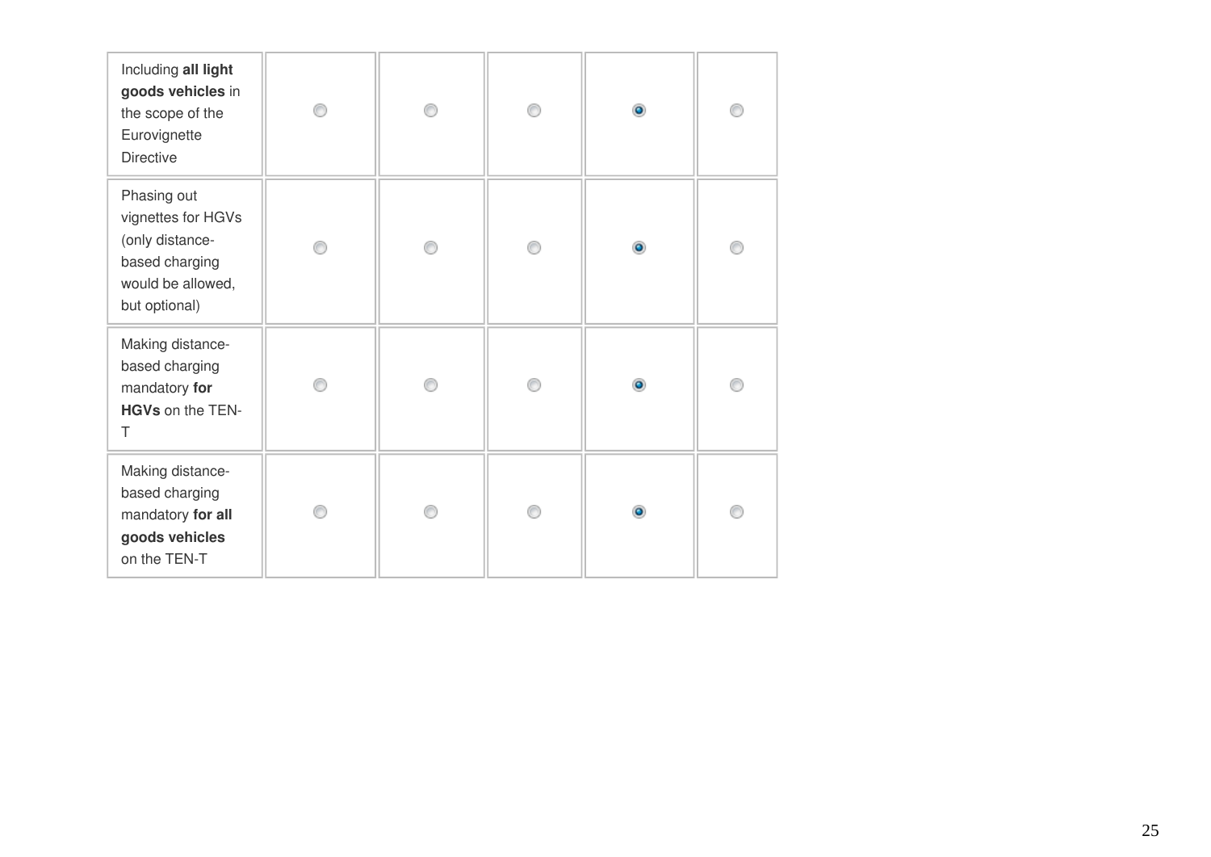| | | | | | |
|---|---|---|---|---|---|
| Including **all light goods vehicles** in the scope of the Eurovignette Directive | ○ | ○ | ○ | ● | ○ |
| Phasing out vignettes for HGVs (only distance-based charging would be allowed, but optional) | ○ | ○ | ○ | ● | ○ |
| Making distance-based charging mandatory **for HGVs** on the TEN-T | ○ | ○ | ○ | ● | ○ |
| Making distance-based charging mandatory **for all goods vehicles** on the TEN-T | ○ | ○ | ○ | ● | ○ |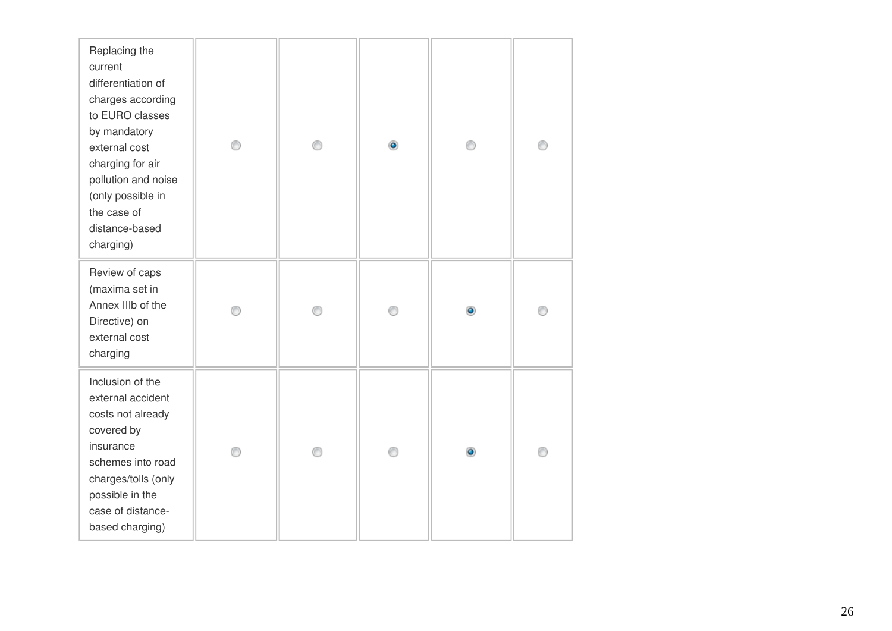| | | | | | |
|---|---|---|---|---|---|
| Replacing the current differentiation of charges according to EURO classes by mandatory external cost charging for air pollution and noise (only possible in the case of distance-based charging) | ○ | ○ | ● | ○ | ○ |
| Review of caps (maxima set in Annex IIIb of the Directive) on external cost charging | ○ | ○ | ○ | ● | ○ |
| Inclusion of the external accident costs not already covered by insurance schemes into road charges/tolls (only possible in the case of distance-based charging) | ○ | ○ | ○ | ● | ○ |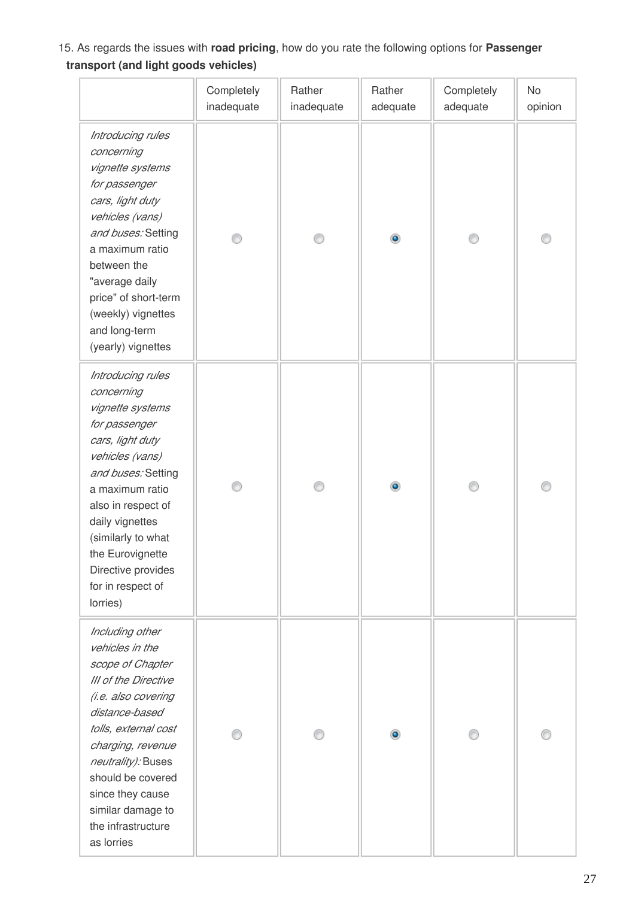15. As regards the issues with **road pricing**, how do you rate the following options for **Passenger transport (and light goods vehicles)**

| | Completely inadequate | Rather inadequate | Rather adequate | Completely adequate | No opinion |
|---|---|---|---|---|---|
| *Introducing rules concerning vignette systems for passenger cars, light duty vehicles (vans) and buses:* Setting a maximum ratio between the "average daily price" of short-term (weekly) vignettes and long-term (yearly) vignettes | ○ | ○ | ● | ○ | ○ |
| *Introducing rules concerning vignette systems for passenger cars, light duty vehicles (vans) and buses:* Setting a maximum ratio also in respect of daily vignettes (similarly to what the Eurovignette Directive provides for in respect of lorries) | ○ | ○ | ● | ○ | ○ |
| *Including other vehicles in the scope of Chapter III of the Directive (i.e. also covering distance-based tolls, external cost charging, revenue neutrality):* Buses should be covered since they cause similar damage to the infrastructure as lorries | ○ | ○ | ● | ○ | ○ |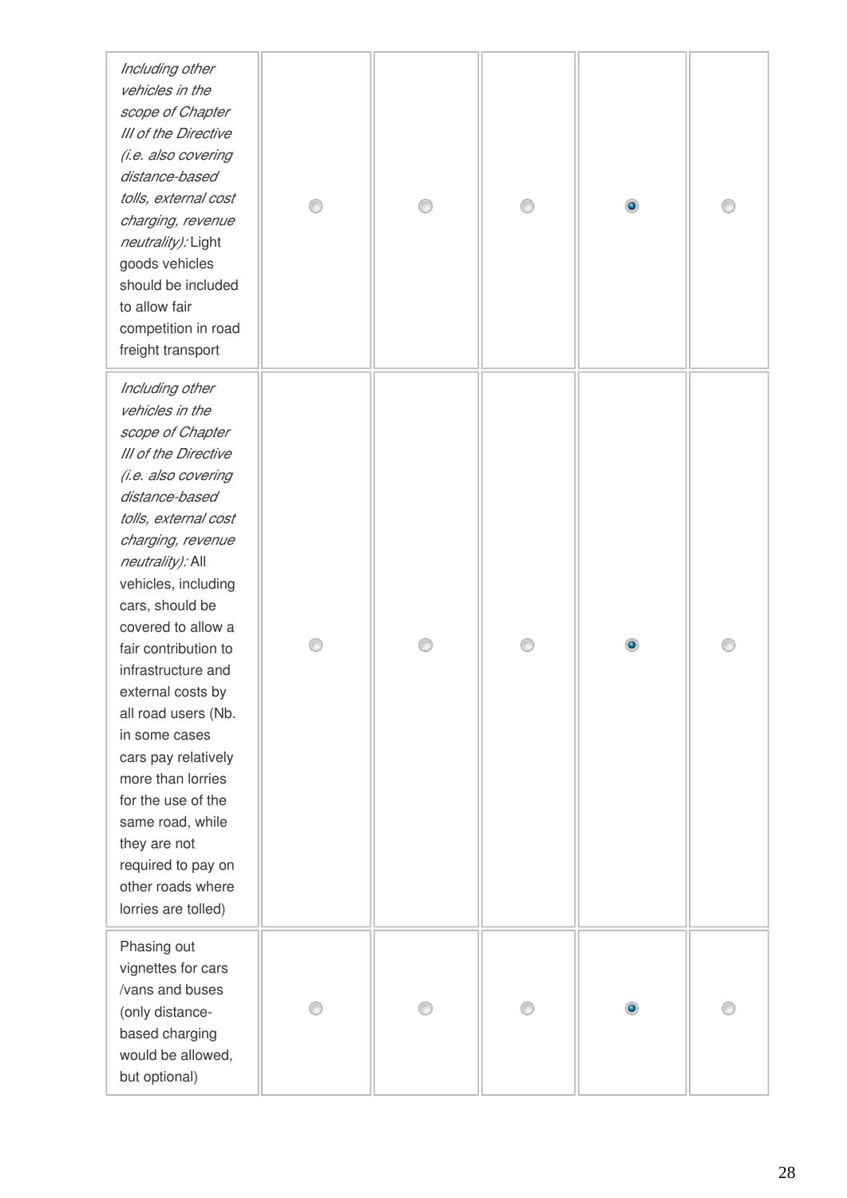| | | | | | |
|---|---|---|---|---|---|
| *Including other vehicles in the scope of Chapter III of the Directive (i.e. also covering distance-based tolls, external cost charging, revenue neutrality):* Light goods vehicles should be included to allow fair competition in road freight transport | ○ | ○ | ○ | ● | ○ |
| *Including other vehicles in the scope of Chapter III of the Directive (i.e. also covering distance-based tolls, external cost charging, revenue neutrality):* All vehicles, including cars, should be covered to allow a fair contribution to infrastructure and external costs by all road users (Nb. in some cases cars pay relatively more than lorries for the use of the same road, while they are not required to pay on other roads where lorries are tolled) | ○ | ○ | ○ | ● | ○ |
| Phasing out vignettes for cars /vans and buses (only distance-based charging would be allowed, but optional) | ○ | ○ | ○ | ● | ○ |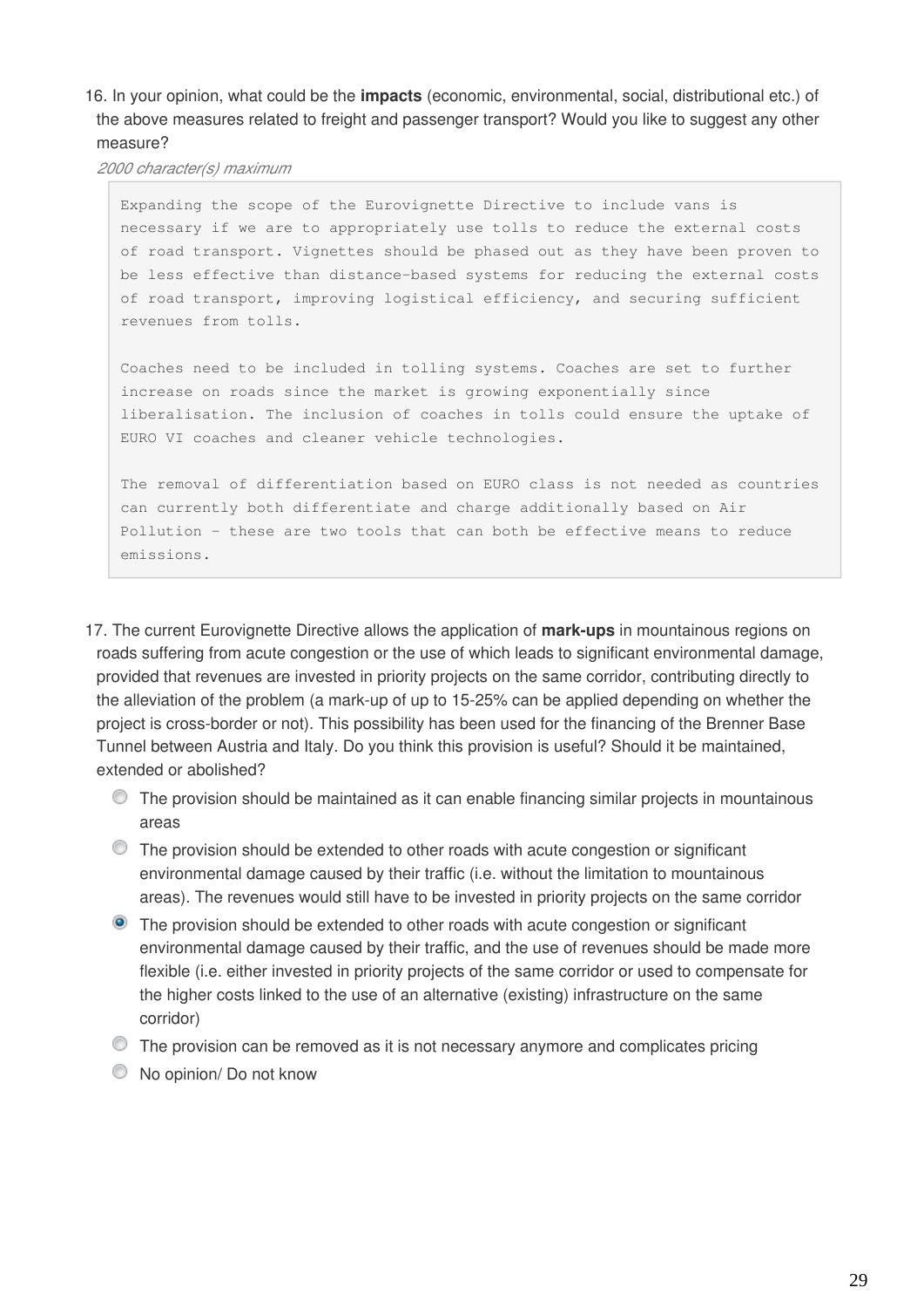16. In your opinion, what could be the **impacts** (economic, environmental, social, distributional etc.) of the above measures related to freight and passenger transport? Would you like to suggest any other measure?

*2000 character(s) maximum*

```
Expanding the scope of the Eurovignette Directive to include vans is
necessary if we are to appropriately use tolls to reduce the external costs
of road transport. Vignettes should be phased out as they have been proven to
be less effective than distance-based systems for reducing the external costs
of road transport, improving logistical efficiency, and securing sufficient
revenues from tolls.

Coaches need to be included in tolling systems. Coaches are set to further
increase on roads since the market is growing exponentially since
liberalisation. The inclusion of coaches in tolls could ensure the uptake of
EURO VI coaches and cleaner vehicle technologies.

The removal of differentiation based on EURO class is not needed as countries
can currently both differentiate and charge additionally based on Air
Pollution - these are two tools that can both be effective means to reduce
emissions.
```

17. The current Eurovignette Directive allows the application of **mark-ups** in mountainous regions on roads suffering from acute congestion or the use of which leads to significant environmental damage, provided that revenues are invested in priority projects on the same corridor, contributing directly to the alleviation of the problem (a mark-up of up to 15-25% can be applied depending on whether the project is cross-border or not). This possibility has been used for the financing of the Brenner Base Tunnel between Austria and Italy. Do you think this provision is useful? Should it be maintained, extended or abolished?

- ◯ The provision should be maintained as it can enable financing similar projects in mountainous areas
- ◯ The provision should be extended to other roads with acute congestion or significant environmental damage caused by their traffic (i.e. without the limitation to mountainous areas). The revenues would still have to be invested in priority projects on the same corridor
- ◉ The provision should be extended to other roads with acute congestion or significant environmental damage caused by their traffic, and the use of revenues should be made more flexible (i.e. either invested in priority projects of the same corridor or used to compensate for the higher costs linked to the use of an alternative (existing) infrastructure on the same corridor)
- ◯ The provision can be removed as it is not necessary anymore and complicates pricing
- ◯ No opinion/ Do not know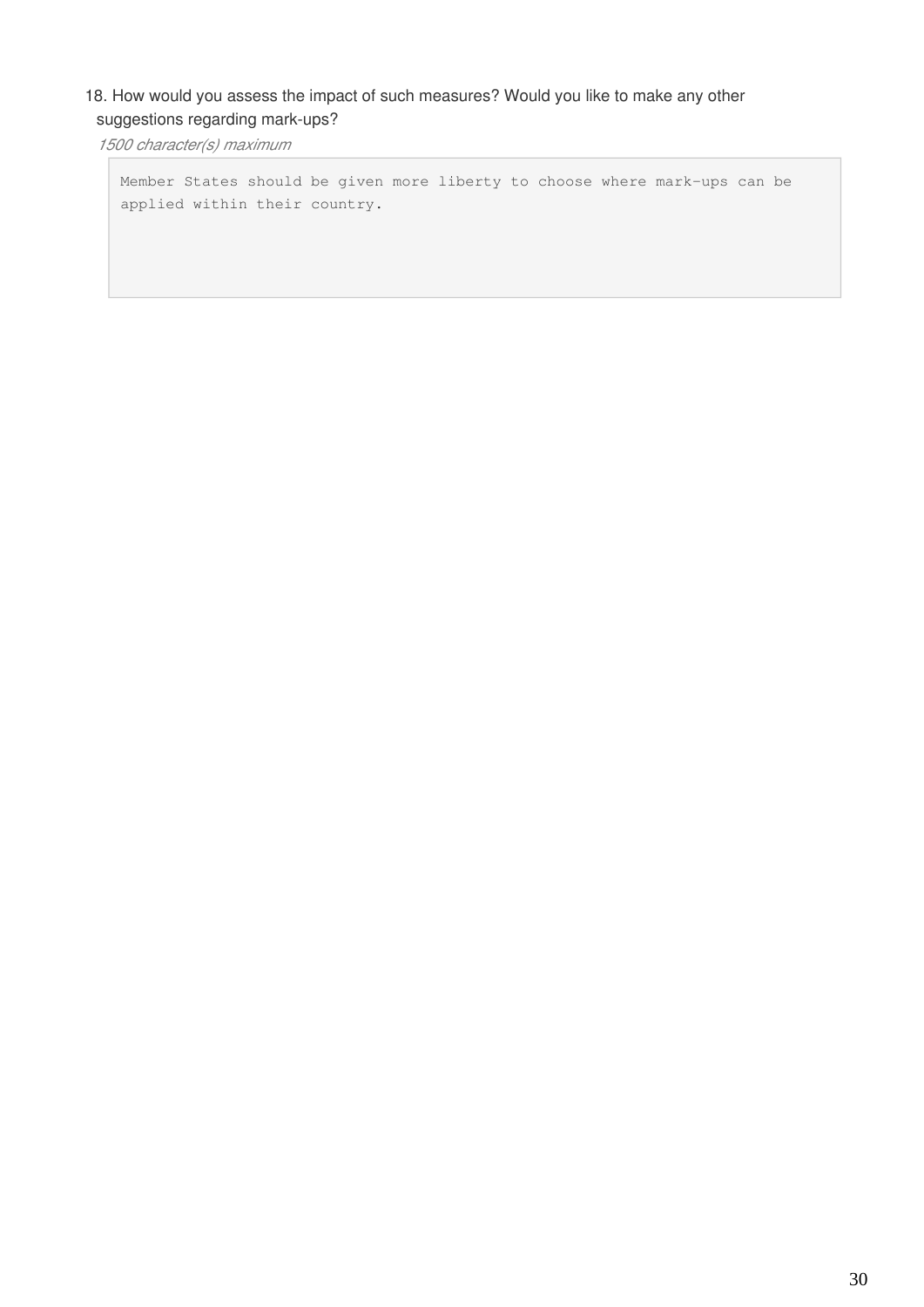18. How would you assess the impact of such measures? Would you like to make any other suggestions regarding mark-ups?

*1500 character(s) maximum*

```
Member States should be given more liberty to choose where mark-ups can be
applied within their country.
```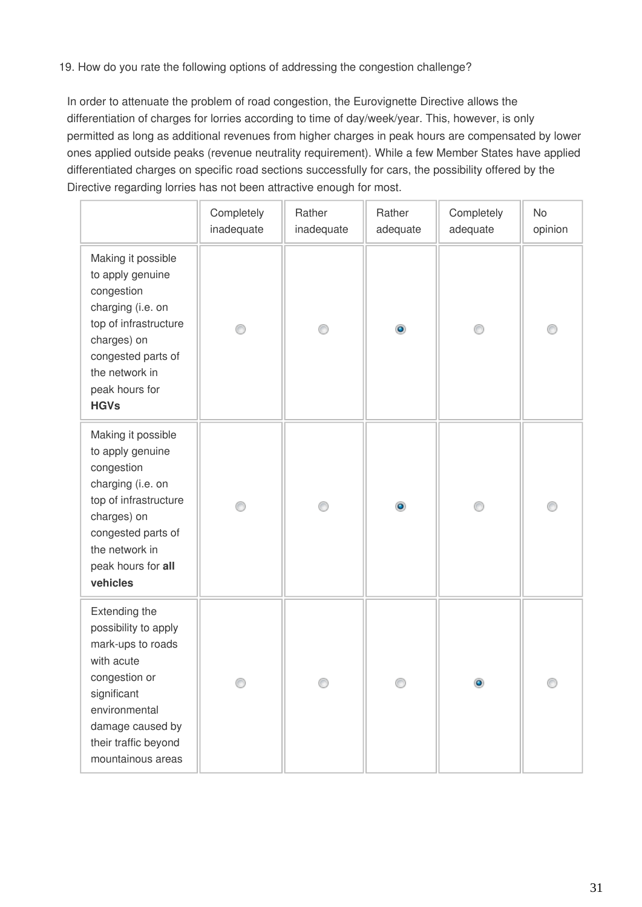19. How do you rate the following options of addressing the congestion challenge?

In order to attenuate the problem of road congestion, the Eurovignette Directive allows the differentiation of charges for lorries according to time of day/week/year. This, however, is only permitted as long as additional revenues from higher charges in peak hours are compensated by lower ones applied outside peaks (revenue neutrality requirement). While a few Member States have applied differentiated charges on specific road sections successfully for cars, the possibility offered by the Directive regarding lorries has not been attractive enough for most.

| | Completely inadequate | Rather inadequate | Rather adequate | Completely adequate | No opinion |
|---|---|---|---|---|---|
| Making it possible to apply genuine congestion charging (i.e. on top of infrastructure charges) on congested parts of the network in peak hours for **HGVs** | ○ | ○ | ● | ○ | ○ |
| Making it possible to apply genuine congestion charging (i.e. on top of infrastructure charges) on congested parts of the network in peak hours for **all vehicles** | ○ | ○ | ● | ○ | ○ |
| Extending the possibility to apply mark-ups to roads with acute congestion or significant environmental damage caused by their traffic beyond mountainous areas | ○ | ○ | ○ | ● | ○ |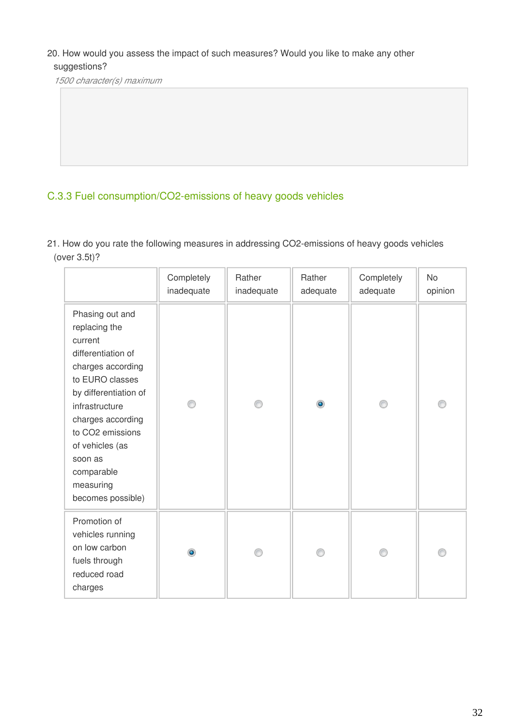20. How would you assess the impact of such measures? Would you like to make any other suggestions?

*1500 character(s) maximum*

### C.3.3 Fuel consumption/CO2-emissions of heavy goods vehicles

21. How do you rate the following measures in addressing CO2-emissions of heavy goods vehicles (over 3.5t)?

| | Completely inadequate | Rather inadequate | Rather adequate | Completely adequate | No opinion |
|---|---|---|---|---|---|
| Phasing out and replacing the current differentiation of charges according to EURO classes by differentiation of infrastructure charges according to CO2 emissions of vehicles (as soon as comparable measuring becomes possible) | ○ | ○ | ● | ○ | ○ |
| Promotion of vehicles running on low carbon fuels through reduced road charges | ● | ○ | ○ | ○ | ○ |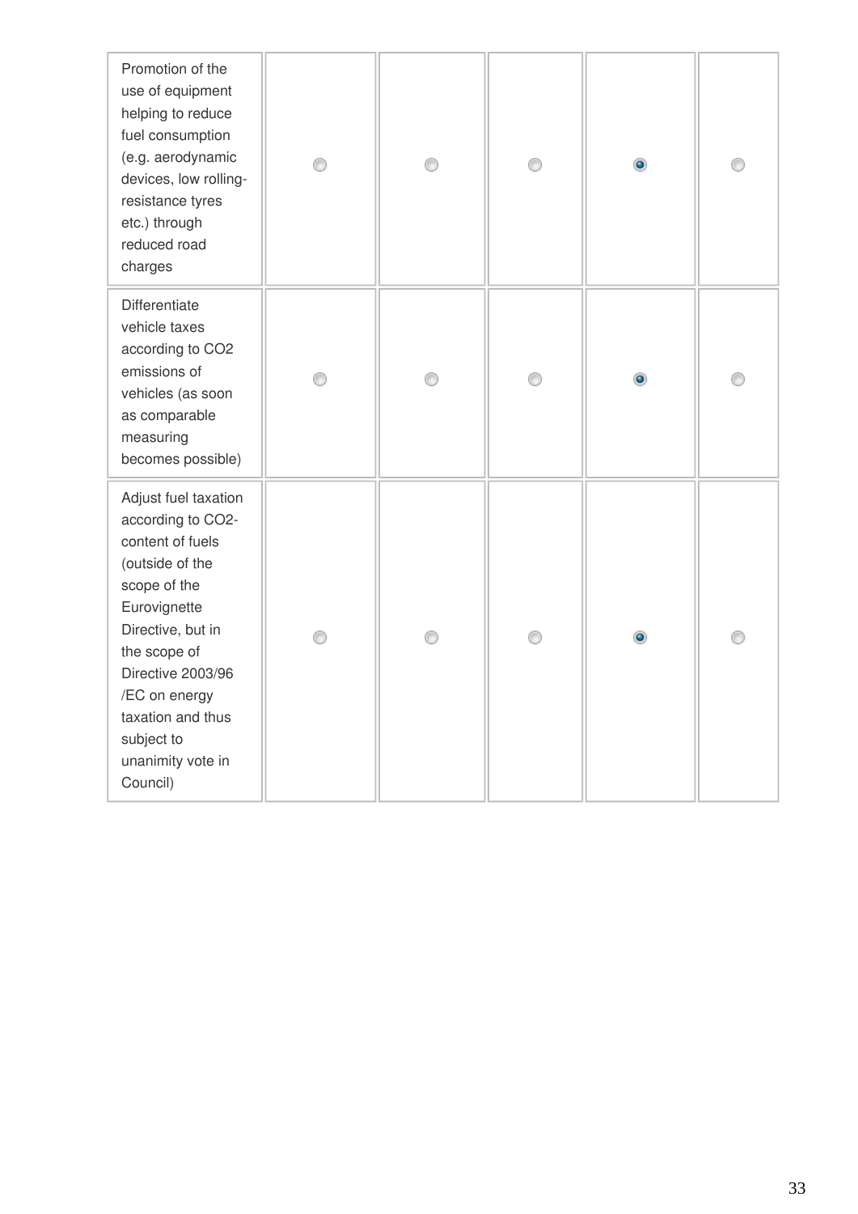| | | | | | |
|---|---|---|---|---|---|
| Promotion of the use of equipment helping to reduce fuel consumption (e.g. aerodynamic devices, low rolling-resistance tyres etc.) through reduced road charges | ○ | ○ | ○ | ◉ | ○ |
| Differentiate vehicle taxes according to CO2 emissions of vehicles (as soon as comparable measuring becomes possible) | ○ | ○ | ○ | ◉ | ○ |
| Adjust fuel taxation according to CO2-content of fuels (outside of the scope of the Eurovignette Directive, but in the scope of Directive 2003/96/EC on energy taxation and thus subject to unanimity vote in Council) | ○ | ○ | ○ | ◉ | ○ |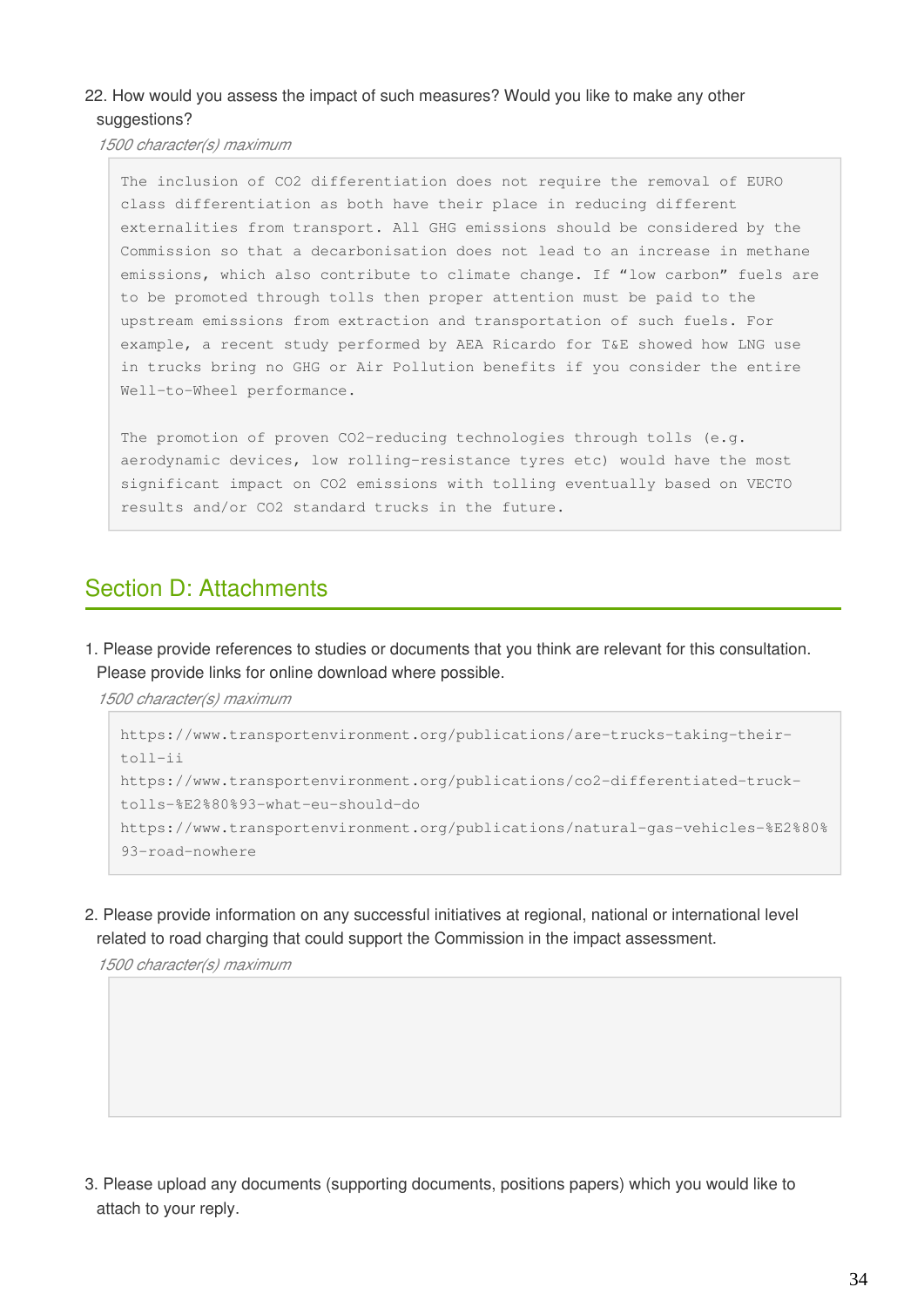22. How would you assess the impact of such measures? Would you like to make any other suggestions?

*1500 character(s) maximum*

The inclusion of $CO_2$ differentiation does not require the removal of EURO class differentiation as both have their place in reducing different externalities from transport. All GHG emissions should be considered by the Commission so that a decarbonisation does not lead to an increase in methane emissions, which also contribute to climate change. If "low carbon" fuels are to be promoted through tolls then proper attention must be paid to the upstream emissions from extraction and transportation of such fuels. For example, a recent study performed by AEA Ricardo for T&E showed how LNG use in trucks bring no GHG or Air Pollution benefits if you consider the entire Well-to-Wheel performance.

The promotion of proven $CO_2$-reducing technologies through tolls (e.g. aerodynamic devices, low rolling-resistance tyres etc) would have the most significant impact on $CO_2$ emissions with tolling eventually based on VECTO results and/or $CO_2$ standard trucks in the future.

## Section D: Attachments

1. Please provide references to studies or documents that you think are relevant for this consultation. Please provide links for online download where possible.

*1500 character(s) maximum*

https://www.transportenvironment.org/publications/are-trucks-taking-their-toll-ii
https://www.transportenvironment.org/publications/co2-differentiated-truck-tolls-%E2%80%93-what-eu-should-do
https://www.transportenvironment.org/publications/natural-gas-vehicles-%E2%80%93-road-nowhere

2. Please provide information on any successful initiatives at regional, national or international level related to road charging that could support the Commission in the impact assessment.

*1500 character(s) maximum*

3. Please upload any documents (supporting documents, positions papers) which you would like to attach to your reply.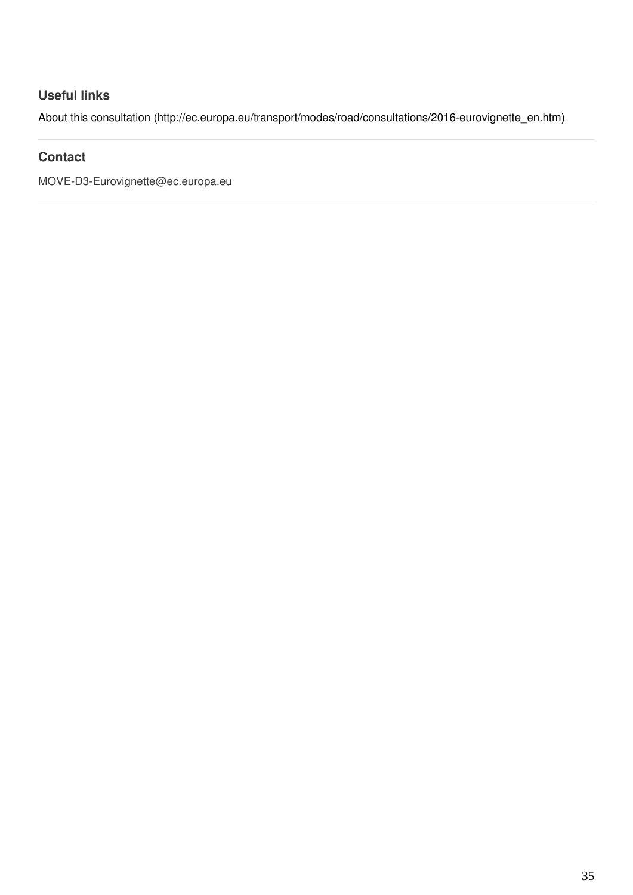### Useful links

About this consultation (http://ec.europa.eu/transport/modes/road/consultations/2016-eurovignette_en.htm)

---

### Contact

MOVE-D3-Eurovignette@ec.europa.eu

---